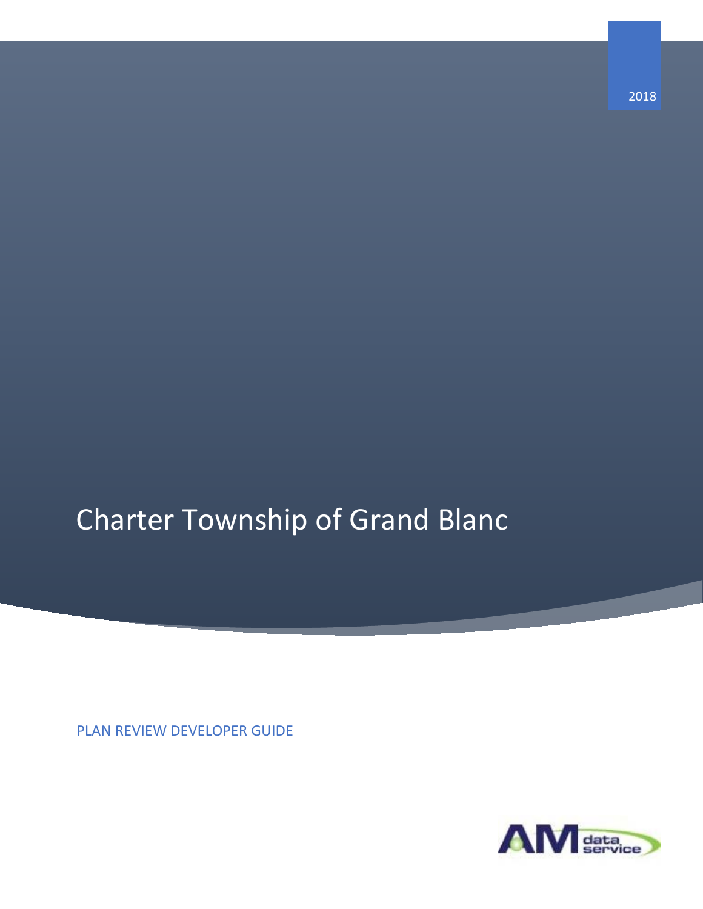2018

# Charter Township of Grand Blanc

PLAN REVIEW DEVELOPER GUIDE

AM data service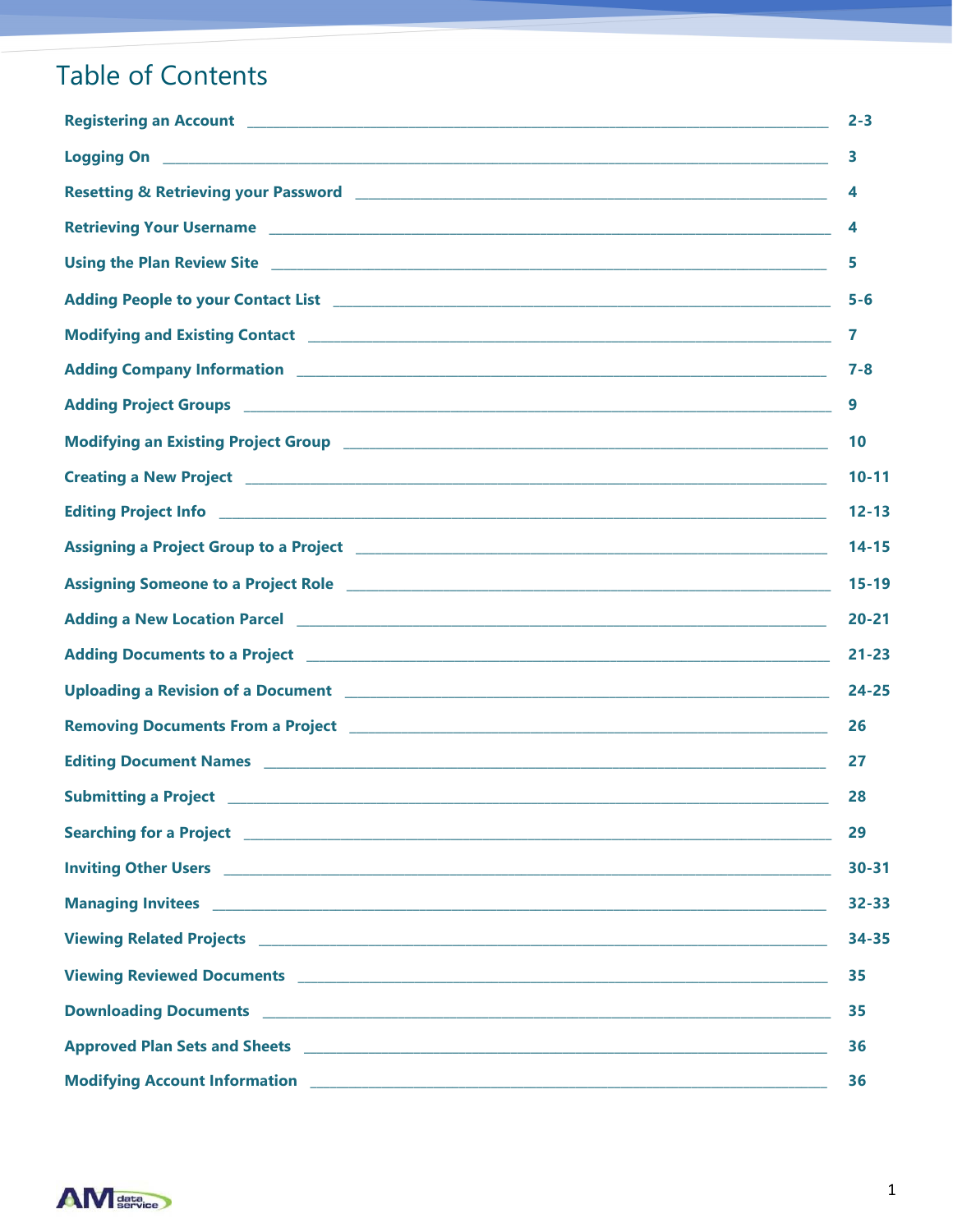# Table of Contents

| | |
|---|---|
| **Registering an Account** | **2-3** |
| **Logging On** | **3** |
| **Resetting & Retrieving your Password** | **4** |
| **Retrieving Your Username** | **4** |
| **Using the Plan Review Site** | **5** |
| **Adding People to your Contact List** | **5-6** |
| **Modifying and Existing Contact** | **7** |
| **Adding Company Information** | **7-8** |
| **Adding Project Groups** | **9** |
| **Modifying an Existing Project Group** | **10** |
| **Creating a New Project** | **10-11** |
| **Editing Project Info** | **12-13** |
| **Assigning a Project Group to a Project** | **14-15** |
| **Assigning Someone to a Project Role** | **15-19** |
| **Adding a New Location Parcel** | **20-21** |
| **Adding Documents to a Project** | **21-23** |
| **Uploading a Revision of a Document** | **24-25** |
| **Removing Documents From a Project** | **26** |
| **Editing Document Names** | **27** |
| **Submitting a Project** | **28** |
| **Searching for a Project** | **29** |
| **Inviting Other Users** | **30-31** |
| **Managing Invitees** | **32-33** |
| **Viewing Related Projects** | **34-35** |
| **Viewing Reviewed Documents** | **35** |
| **Downloading Documents** | **35** |
| **Approved Plan Sets and Sheets** | **36** |
| **Modifying Account Information** | **36** |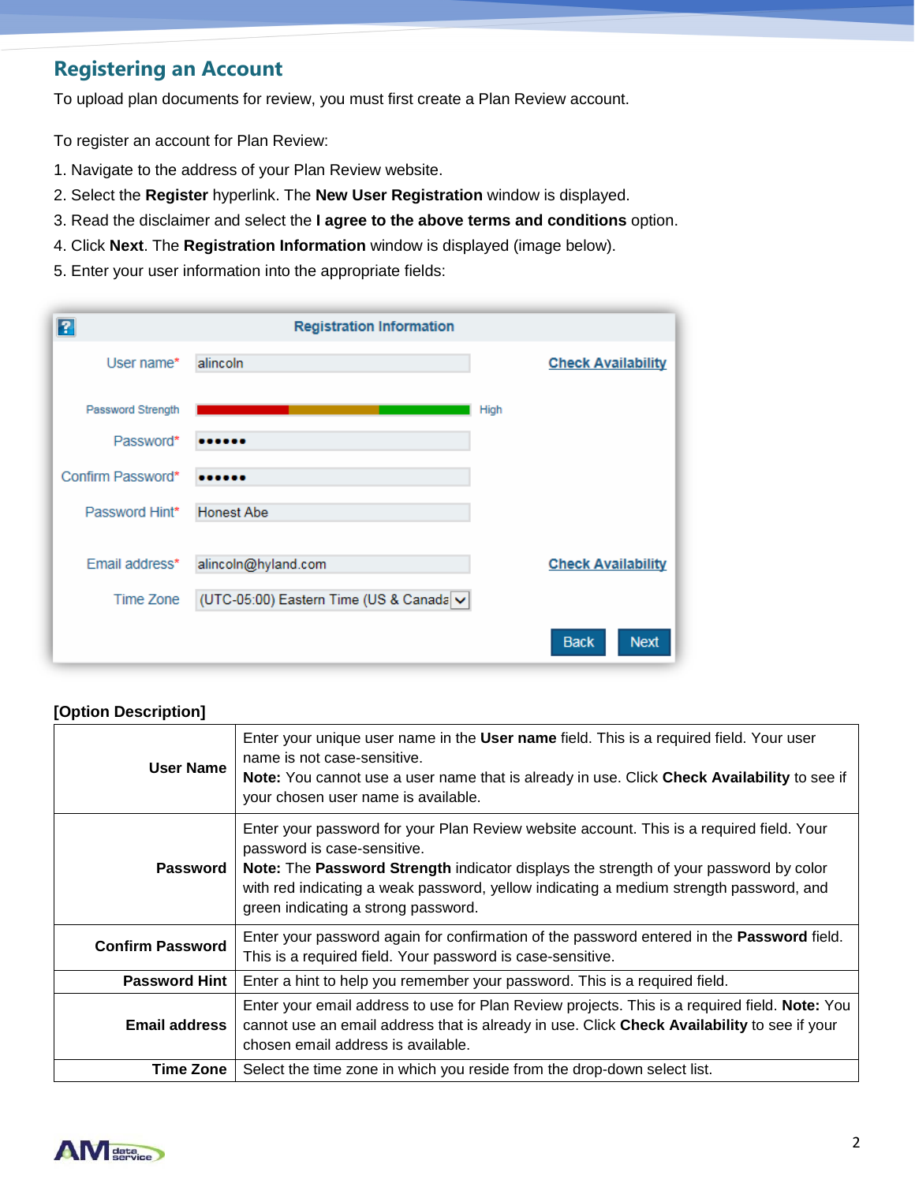## Registering an Account

To upload plan documents for review, you must first create a Plan Review account.

To register an account for Plan Review:

1. Navigate to the address of your Plan Review website.
2. Select the **Register** hyperlink. The **New User Registration** window is displayed.
3. Read the disclaimer and select the **I agree to the above terms and conditions** option.
4. Click **Next**. The **Registration Information** window is displayed (image below).
5. Enter your user information into the appropriate fields:

**[Option Description]**

| | |
|---|---|
| **User Name** | Enter your unique user name in the **User name** field. This is a required field. Your user name is not case-sensitive. **Note:** You cannot use a user name that is already in use. Click **Check Availability** to see if your chosen user name is available. |
| **Password** | Enter your password for your Plan Review website account. This is a required field. Your password is case-sensitive. **Note:** The **Password Strength** indicator displays the strength of your password by color with red indicating a weak password, yellow indicating a medium strength password, and green indicating a strong password. |
| **Confirm Password** | Enter your password again for confirmation of the password entered in the **Password** field. This is a required field. Your password is case-sensitive. |
| **Password Hint** | Enter a hint to help you remember your password. This is a required field. |
| **Email address** | Enter your email address to use for Plan Review projects. This is a required field. **Note:** You cannot use an email address that is already in use. Click **Check Availability** to see if your chosen email address is available. |
| **Time Zone** | Select the time zone in which you reside from the drop-down select list. |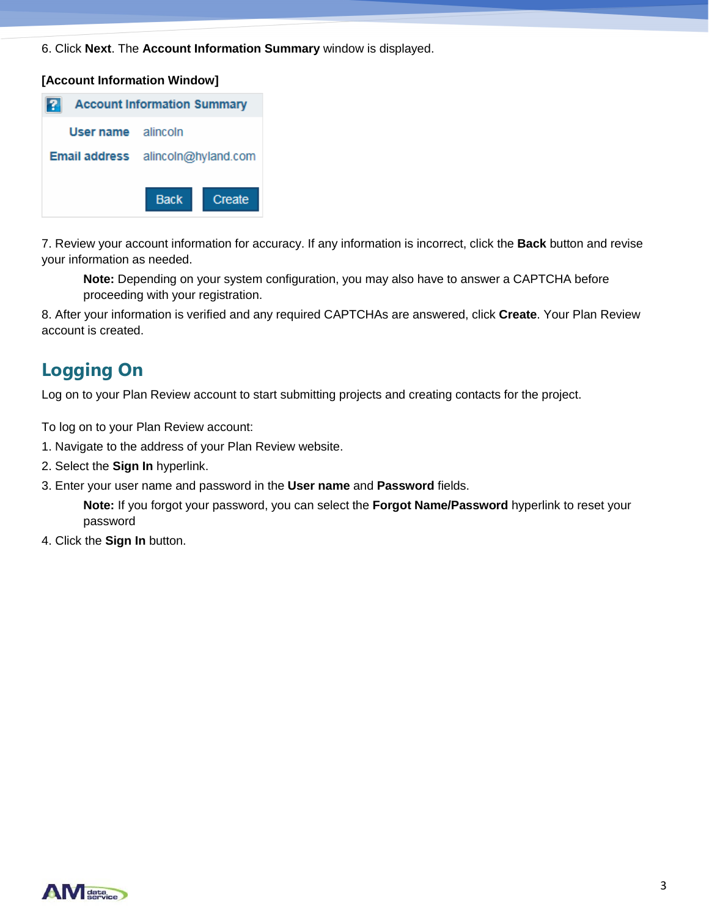6. Click **Next**. The **Account Information Summary** window is displayed.

**[Account Information Window]**

**Account Information Summary**

| | |
|---|---|
| **User name** | alincoln |
| **Email address** | alincoln@hyland.com |

Back Create

7. Review your account information for accuracy. If any information is incorrect, click the **Back** button and revise your information as needed.

> **Note:** Depending on your system configuration, you may also have to answer a CAPTCHA before proceeding with your registration.

8. After your information is verified and any required CAPTCHAs are answered, click **Create**. Your Plan Review account is created.

## Logging On

Log on to your Plan Review account to start submitting projects and creating contacts for the project.

To log on to your Plan Review account:

1. Navigate to the address of your Plan Review website.
2. Select the **Sign In** hyperlink.
3. Enter your user name and password in the **User name** and **Password** fields.

> **Note:** If you forgot your password, you can select the **Forgot Name/Password** hyperlink to reset your password

4. Click the **Sign In** button.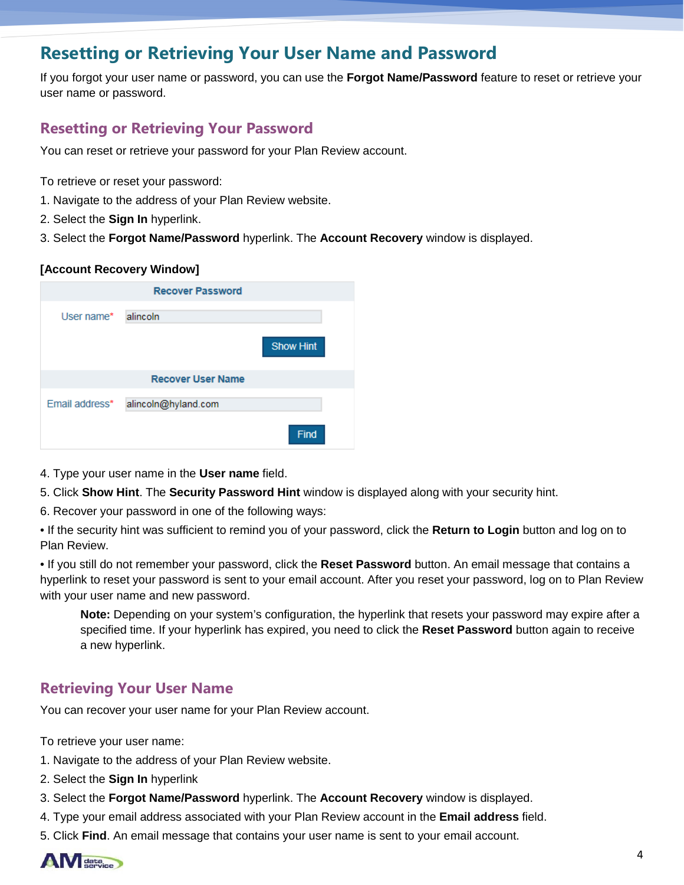# Resetting or Retrieving Your User Name and Password

If you forgot your user name or password, you can use the **Forgot Name/Password** feature to reset or retrieve your user name or password.

## Resetting or Retrieving Your Password

You can reset or retrieve your password for your Plan Review account.

To retrieve or reset your password:

1. Navigate to the address of your Plan Review website.
2. Select the **Sign In** hyperlink.
3. Select the **Forgot Name/Password** hyperlink. The **Account Recovery** window is displayed.

**[Account Recovery Window]**

| Recover Password | |
|---|---|
| User name* | alincoln |
| | Show Hint |
| **Recover User Name** | |
| Email address* | alincoln@hyland.com |
| | Find |

4. Type your user name in the **User name** field.
5. Click **Show Hint**. The **Security Password Hint** window is displayed along with your security hint.
6. Recover your password in one of the following ways:

• If the security hint was sufficient to remind you of your password, click the **Return to Login** button and log on to Plan Review.

• If you still do not remember your password, click the **Reset Password** button. An email message that contains a hyperlink to reset your password is sent to your email account. After you reset your password, log on to Plan Review with your user name and new password.

> **Note:** Depending on your system's configuration, the hyperlink that resets your password may expire after a specified time. If your hyperlink has expired, you need to click the **Reset Password** button again to receive a new hyperlink.

## Retrieving Your User Name

You can recover your user name for your Plan Review account.

To retrieve your user name:

1. Navigate to the address of your Plan Review website.
2. Select the **Sign In** hyperlink
3. Select the **Forgot Name/Password** hyperlink. The **Account Recovery** window is displayed.
4. Type your email address associated with your Plan Review account in the **Email address** field.
5. Click **Find**. An email message that contains your user name is sent to your email account.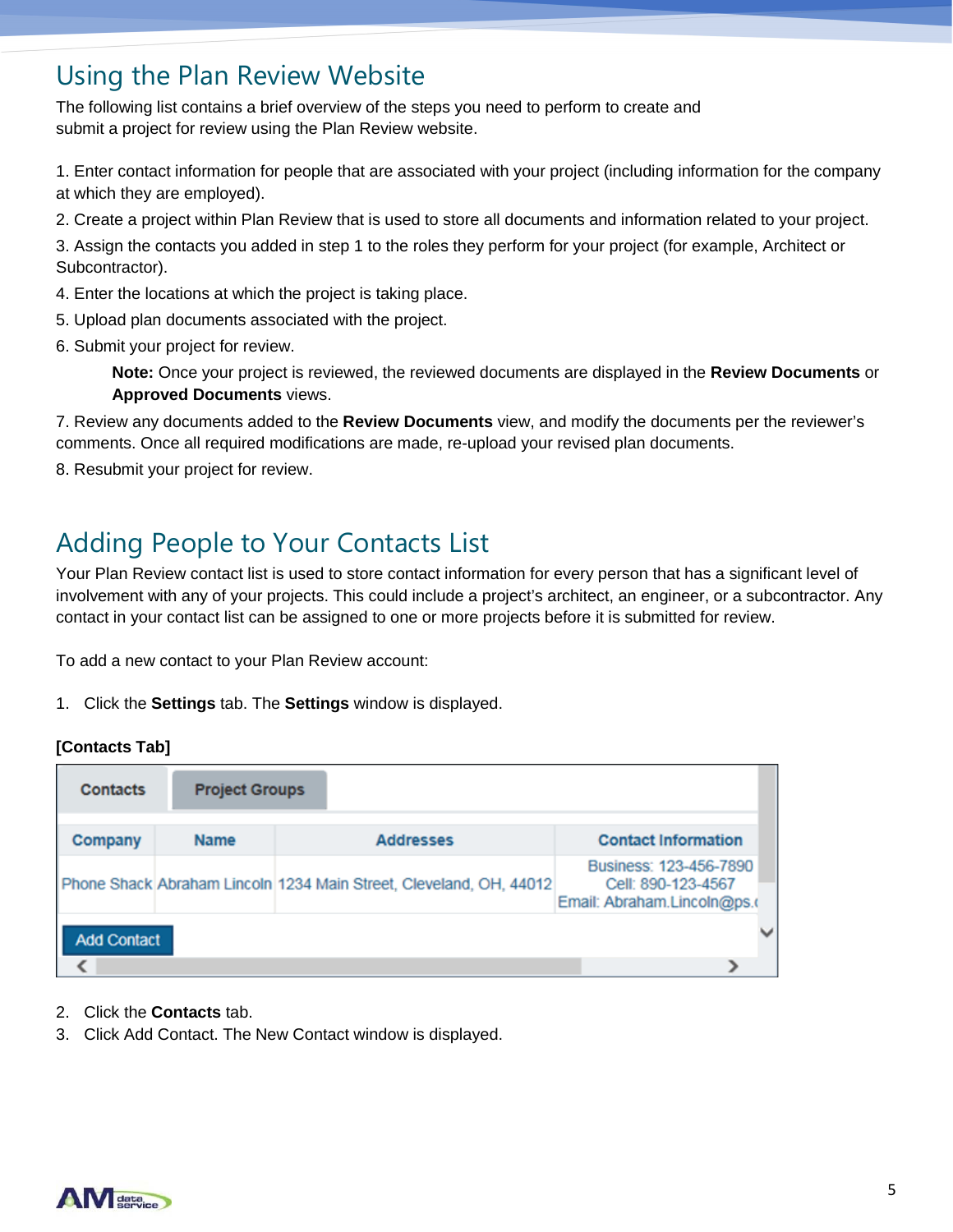## Using the Plan Review Website

The following list contains a brief overview of the steps you need to perform to create and submit a project for review using the Plan Review website.

1. Enter contact information for people that are associated with your project (including information for the company at which they are employed).
2. Create a project within Plan Review that is used to store all documents and information related to your project.
3. Assign the contacts you added in step 1 to the roles they perform for your project (for example, Architect or Subcontractor).
4. Enter the locations at which the project is taking place.
5. Upload plan documents associated with the project.
6. Submit your project for review.

   **Note:** Once your project is reviewed, the reviewed documents are displayed in the **Review Documents** or **Approved Documents** views.

7. Review any documents added to the **Review Documents** view, and modify the documents per the reviewer's comments. Once all required modifications are made, re-upload your revised plan documents.
8. Resubmit your project for review.

## Adding People to Your Contacts List

Your Plan Review contact list is used to store contact information for every person that has a significant level of involvement with any of your projects. This could include a project's architect, an engineer, or a subcontractor. Any contact in your contact list can be assigned to one or more projects before it is submitted for review.

To add a new contact to your Plan Review account:

1. Click the **Settings** tab. The **Settings** window is displayed.

**[Contacts Tab]**

Contacts | Project Groups

| Company | Name | Addresses | Contact Information |
|---|---|---|---|
| Phone Shack | Abraham Lincoln | 1234 Main Street, Cleveland, OH, 44012 | Business: 123-456-7890 Cell: 890-123-4567 Email: Abraham.Lincoln@ps.( |

Add Contact

2. Click the **Contacts** tab.
3. Click Add Contact. The New Contact window is displayed.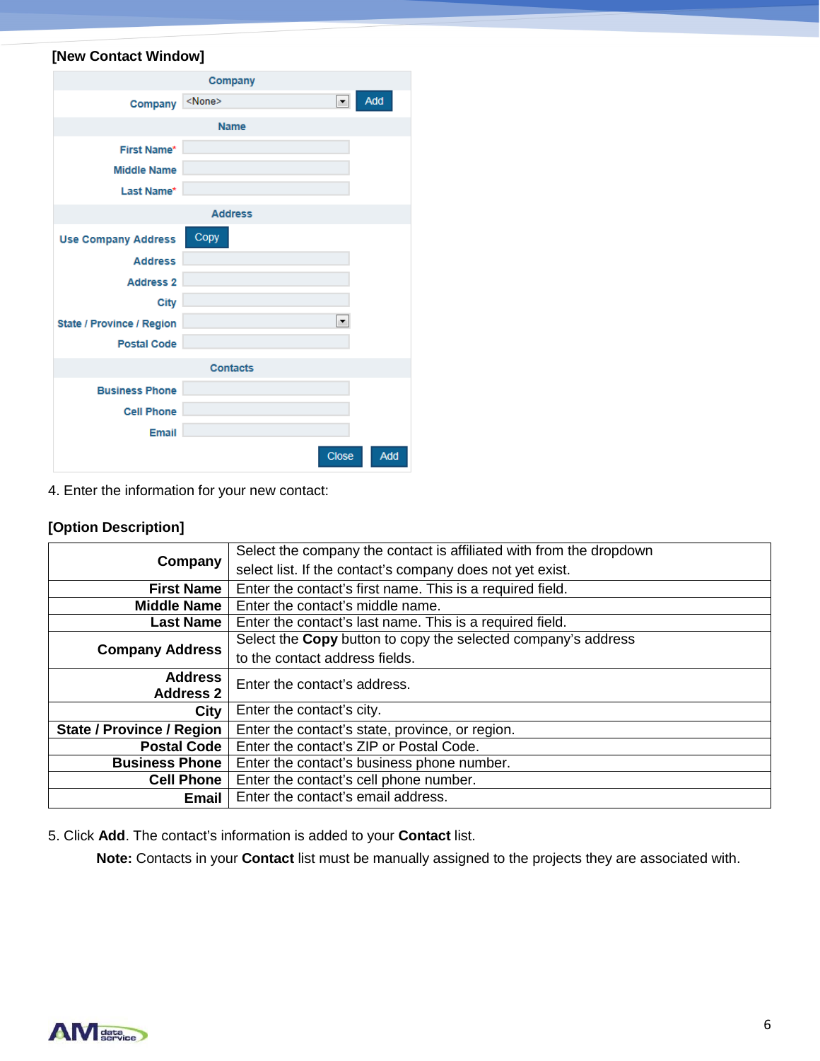**[New Contact Window]**

4. Enter the information for your new contact:

**[Option Description]**

| | |
|---|---|
| **Company** | Select the company the contact is affiliated with from the dropdown select list. If the contact's company does not yet exist. |
| **First Name** | Enter the contact's first name. This is a required field. |
| **Middle Name** | Enter the contact's middle name. |
| **Last Name** | Enter the contact's last name. This is a required field. |
| **Company Address** | Select the **Copy** button to copy the selected company's address to the contact address fields. |
| **Address Address 2** | Enter the contact's address. |
| **City** | Enter the contact's city. |
| **State / Province / Region** | Enter the contact's state, province, or region. |
| **Postal Code** | Enter the contact's ZIP or Postal Code. |
| **Business Phone** | Enter the contact's business phone number. |
| **Cell Phone** | Enter the contact's cell phone number. |
| **Email** | Enter the contact's email address. |

5. Click **Add**. The contact's information is added to your **Contact** list.

> **Note:** Contacts in your **Contact** list must be manually assigned to the projects they are associated with.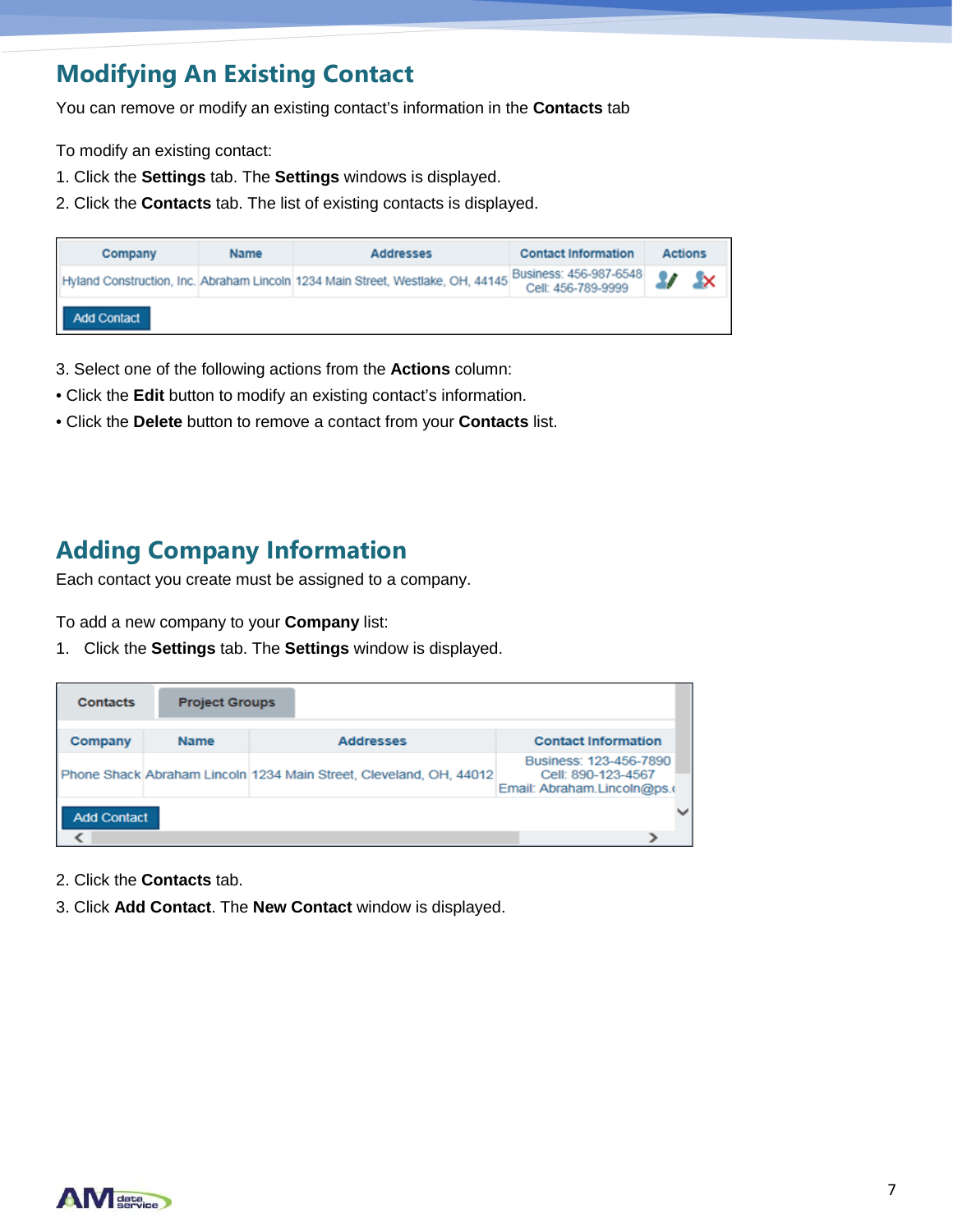## Modifying An Existing Contact

You can remove or modify an existing contact's information in the **Contacts** tab

To modify an existing contact:

1. Click the **Settings** tab. The **Settings** windows is displayed.
2. Click the **Contacts** tab. The list of existing contacts is displayed.

| Company | Name | Addresses | Contact Information | Actions |
|---|---|---|---|---|
| Hyland Construction, Inc. | Abraham Lincoln | 1234 Main Street, Westlake, OH, 44145 | Business: 456-987-6548 Cell: 456-789-9999 | |

Add Contact

3. Select one of the following actions from the **Actions** column:

• Click the **Edit** button to modify an existing contact's information.

• Click the **Delete** button to remove a contact from your **Contacts** list.

## Adding Company Information

Each contact you create must be assigned to a company.

To add a new company to your **Company** list:

1. Click the **Settings** tab. The **Settings** window is displayed.

Contacts | Project Groups

| Company | Name | Addresses | Contact Information |
|---|---|---|---|
| Phone Shack | Abraham Lincoln | 1234 Main Street, Cleveland, OH, 44012 | Business: 123-456-7890 Cell: 890-123-4567 Email: Abraham.Lincoln@ps.( |

Add Contact

2. Click the **Contacts** tab.
3. Click **Add Contact**. The **New Contact** window is displayed.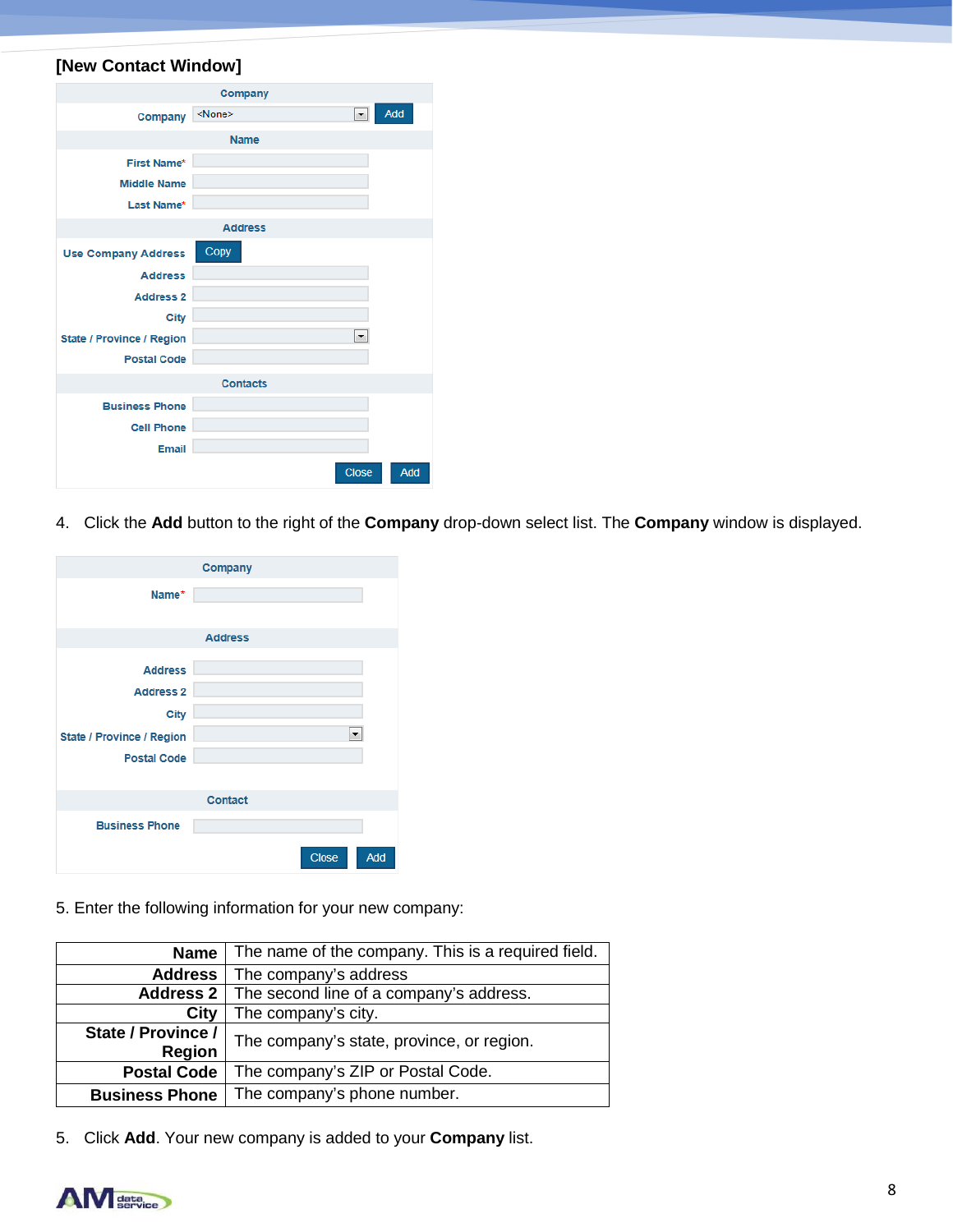**[New Contact Window]**

| Company | |
|---|---|
| Company | <None> [Add] |
| **Name** | |
| First Name* | |
| Middle Name | |
| Last Name* | |
| **Address** | |
| Use Company Address | [Copy] |
| Address | |
| Address 2 | |
| City | |
| State / Province / Region | |
| Postal Code | |
| **Contacts** | |
| Business Phone | |
| Cell Phone | |
| Email | |
| | [Close] [Add] |

4. Click the **Add** button to the right of the **Company** drop-down select list. The **Company** window is displayed.

| Company | |
|---|---|
| Name* | |
| **Address** | |
| Address | |
| Address 2 | |
| City | |
| State / Province / Region | |
| Postal Code | |
| **Contact** | |
| Business Phone | |
| | [Close] [Add] |

5. Enter the following information for your new company:

| | |
|---|---|
| **Name** | The name of the company. This is a required field. |
| **Address** | The company's address |
| **Address 2** | The second line of a company's address. |
| **City** | The company's city. |
| **State / Province / Region** | The company's state, province, or region. |
| **Postal Code** | The company's ZIP or Postal Code. |
| **Business Phone** | The company's phone number. |

5. Click **Add**. Your new company is added to your **Company** list.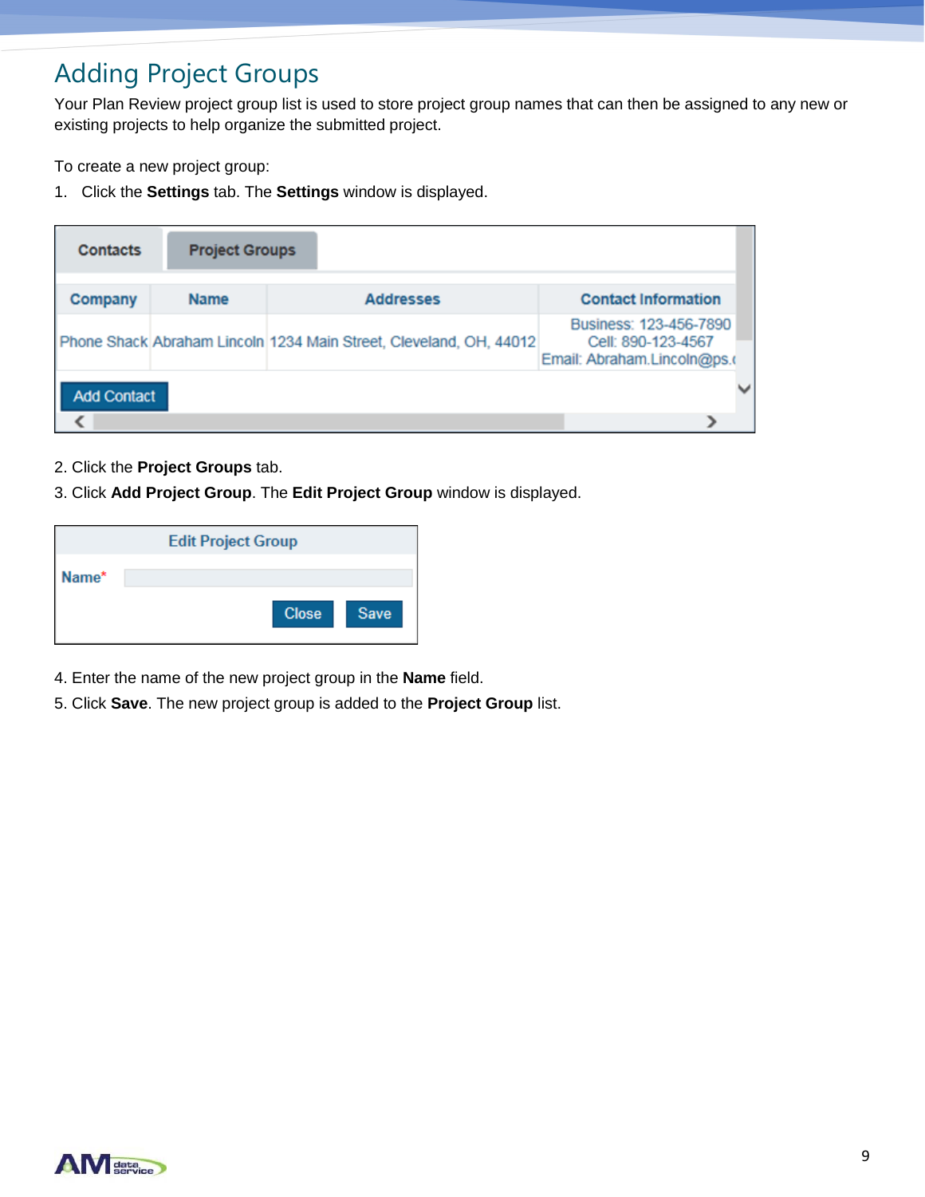# Adding Project Groups

Your Plan Review project group list is used to store project group names that can then be assigned to any new or existing projects to help organize the submitted project.

To create a new project group:

1. Click the **Settings** tab. The **Settings** window is displayed.

2. Click the **Project Groups** tab.
3. Click **Add Project Group**. The **Edit Project Group** window is displayed.

4. Enter the name of the new project group in the **Name** field.
5. Click **Save**. The new project group is added to the **Project Group** list.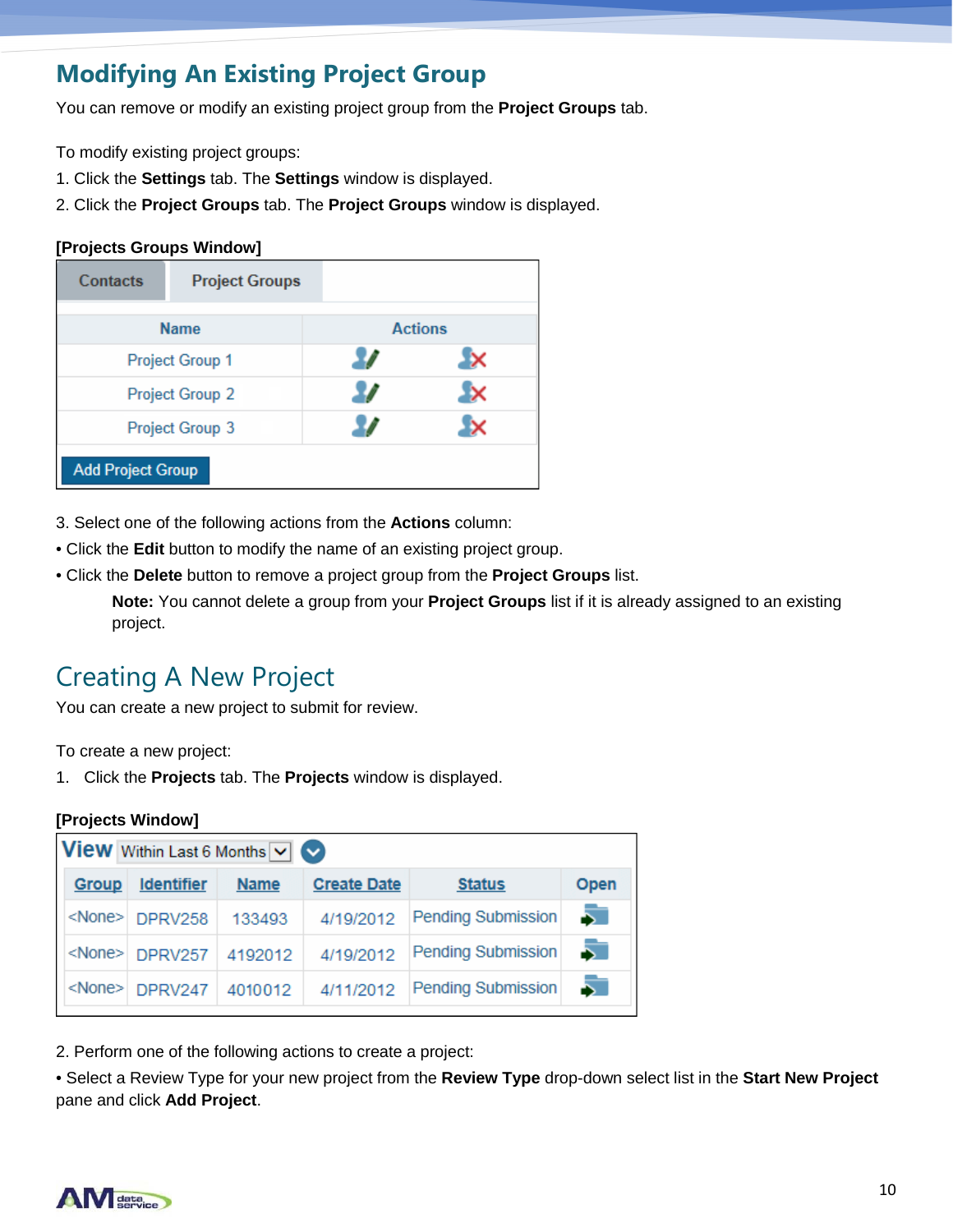## Modifying An Existing Project Group

You can remove or modify an existing project group from the **Project Groups** tab.

To modify existing project groups:

1. Click the **Settings** tab. The **Settings** window is displayed.
2. Click the **Project Groups** tab. The **Project Groups** window is displayed.

**[Projects Groups Window]**

| Name | Actions | |
|---|---|---|
| Project Group 1 | | |
| Project Group 2 | | |
| Project Group 3 | | |

3. Select one of the following actions from the **Actions** column:

- Click the **Edit** button to modify the name of an existing project group.
- Click the **Delete** button to remove a project group from the **Project Groups** list.

  **Note:** You cannot delete a group from your **Project Groups** list if it is already assigned to an existing project.

## Creating A New Project

You can create a new project to submit for review.

To create a new project:

1. Click the **Projects** tab. The **Projects** window is displayed.

**[Projects Window]**

| Group | Identifier | Name | Create Date | Status | Open |
|---|---|---|---|---|---|
| <None> | DPRV258 | 133493 | 4/19/2012 | Pending Submission | |
| <None> | DPRV257 | 4192012 | 4/19/2012 | Pending Submission | |
| <None> | DPRV247 | 4010012 | 4/11/2012 | Pending Submission | |

2. Perform one of the following actions to create a project:

- Select a Review Type for your new project from the **Review Type** drop-down select list in the **Start New Project** pane and click **Add Project**.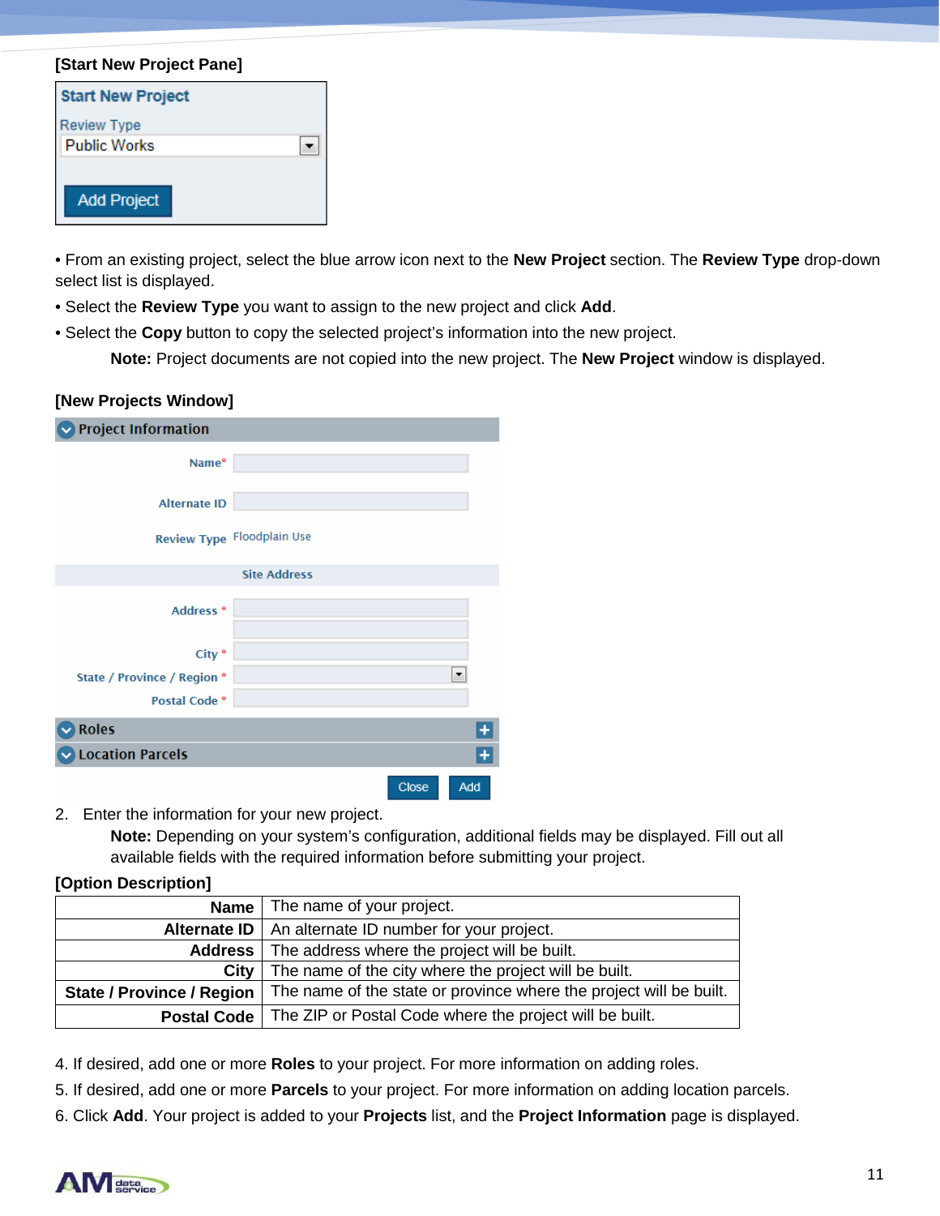**[Start New Project Pane]**

• From an existing project, select the blue arrow icon next to the **New Project** section. The **Review Type** drop-down select list is displayed.

• Select the **Review Type** you want to assign to the new project and click **Add**.

• Select the **Copy** button to copy the selected project's information into the new project.

> **Note:** Project documents are not copied into the new project. The **New Project** window is displayed.

**[New Projects Window]**

2. Enter the information for your new project.

> **Note:** Depending on your system's configuration, additional fields may be displayed. Fill out all available fields with the required information before submitting your project.

**[Option Description]**

| | |
|---|---|
| **Name** | The name of your project. |
| **Alternate ID** | An alternate ID number for your project. |
| **Address** | The address where the project will be built. |
| **City** | The name of the city where the project will be built. |
| **State / Province / Region** | The name of the state or province where the project will be built. |
| **Postal Code** | The ZIP or Postal Code where the project will be built. |

4. If desired, add one or more **Roles** to your project. For more information on adding roles.
5. If desired, add one or more **Parcels** to your project. For more information on adding location parcels.
6. Click **Add**. Your project is added to your **Projects** list, and the **Project Information** page is displayed.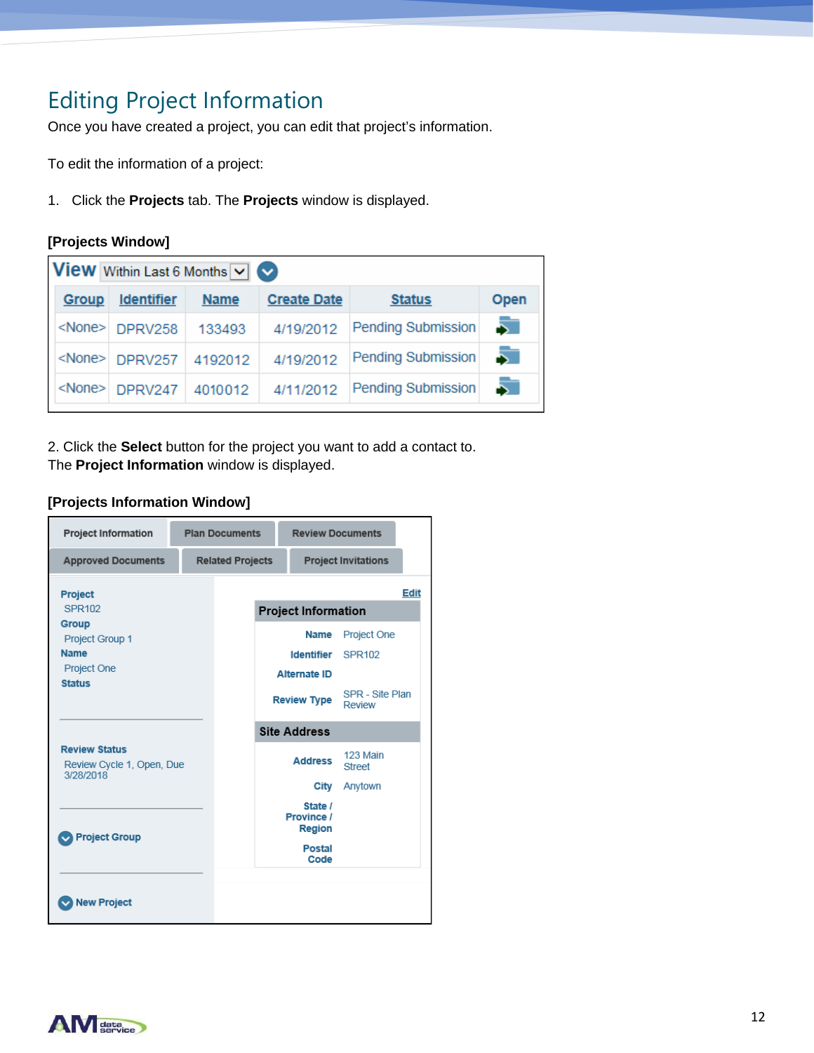# Editing Project Information

Once you have created a project, you can edit that project's information.

To edit the information of a project:

1. Click the **Projects** tab. The **Projects** window is displayed.

**[Projects Window]**

View Within Last 6 Months

| Group | Identifier | Name | Create Date | Status | Open |
|---|---|---|---|---|---|
| <None> | DPRV258 | 133493 | 4/19/2012 | Pending Submission | |
| <None> | DPRV257 | 4192012 | 4/19/2012 | Pending Submission | |
| <None> | DPRV247 | 4010012 | 4/11/2012 | Pending Submission | |

2. Click the **Select** button for the project you want to add a contact to.
The **Project Information** window is displayed.

**[Projects Information Window]**

Project Information | Plan Documents | Review Documents | Approved Documents | Related Projects | Project Invitations

**Project**
SPR102
**Group**
Project Group 1
**Name**
Project One
**Status**

**Review Status**
Review Cycle 1, Open, Due 3/28/2018

Project Group

New Project

Edit

**Project Information**

| | |
|---|---|
| Name | Project One |
| Identifier | SPR102 |
| Alternate ID | |
| Review Type | SPR - Site Plan Review |

**Site Address**

| | |
|---|---|
| Address | 123 Main Street |
| City | Anytown |
| State / Province / Region | |
| Postal Code | |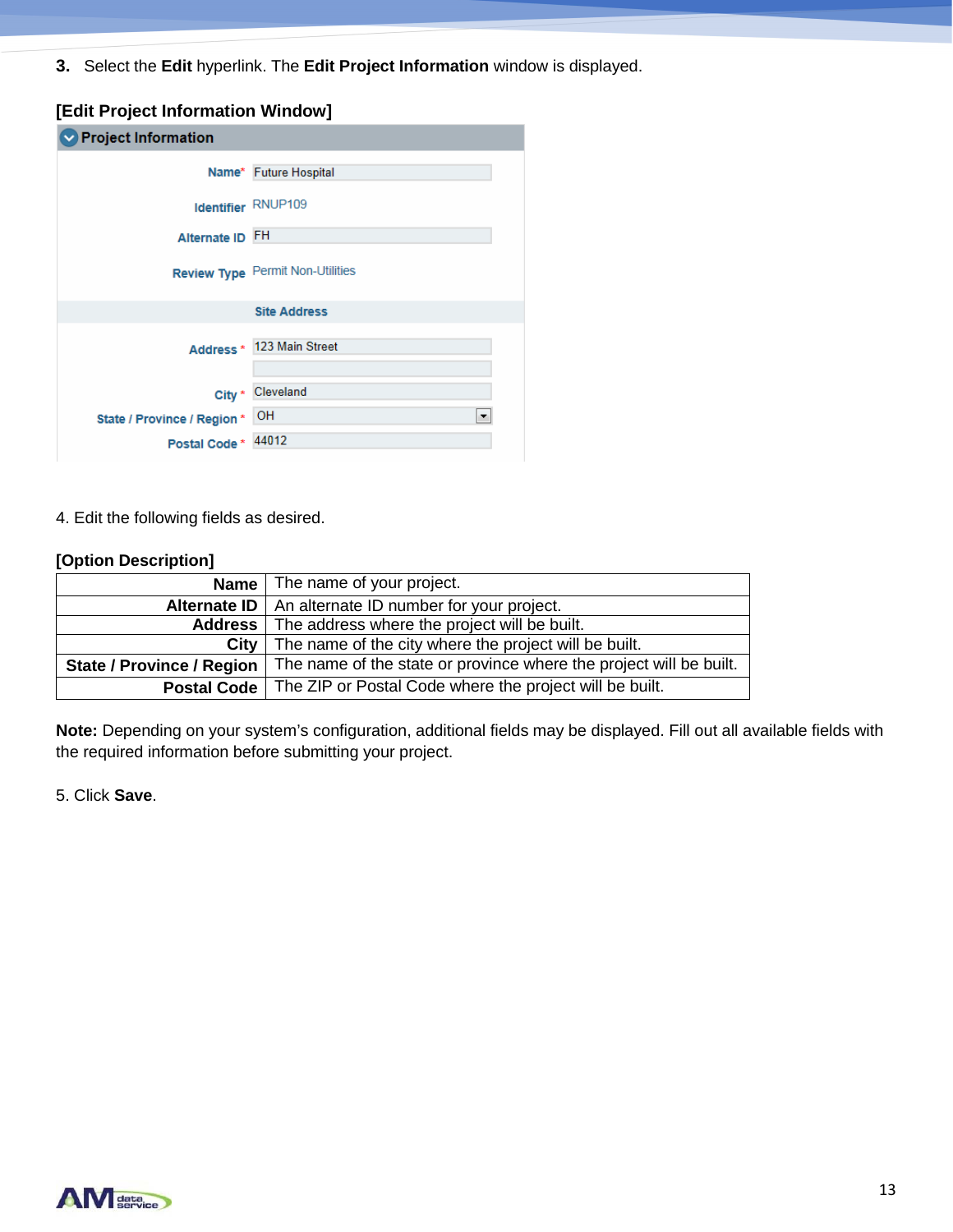3. Select the **Edit** hyperlink. The **Edit Project Information** window is displayed.

**[Edit Project Information Window]**

Project Information

Name* Future Hospital

Identifier RNUP109

Alternate ID FH

Review Type Permit Non-Utilities

Site Address

Address * 123 Main Street

City * Cleveland

State / Province / Region * OH

Postal Code * 44012

4. Edit the following fields as desired.

**[Option Description]**

| | |
|---|---|
| **Name** | The name of your project. |
| **Alternate ID** | An alternate ID number for your project. |
| **Address** | The address where the project will be built. |
| **City** | The name of the city where the project will be built. |
| **State / Province / Region** | The name of the state or province where the project will be built. |
| **Postal Code** | The ZIP or Postal Code where the project will be built. |

**Note:** Depending on your system's configuration, additional fields may be displayed. Fill out all available fields with the required information before submitting your project.

5. Click **Save**.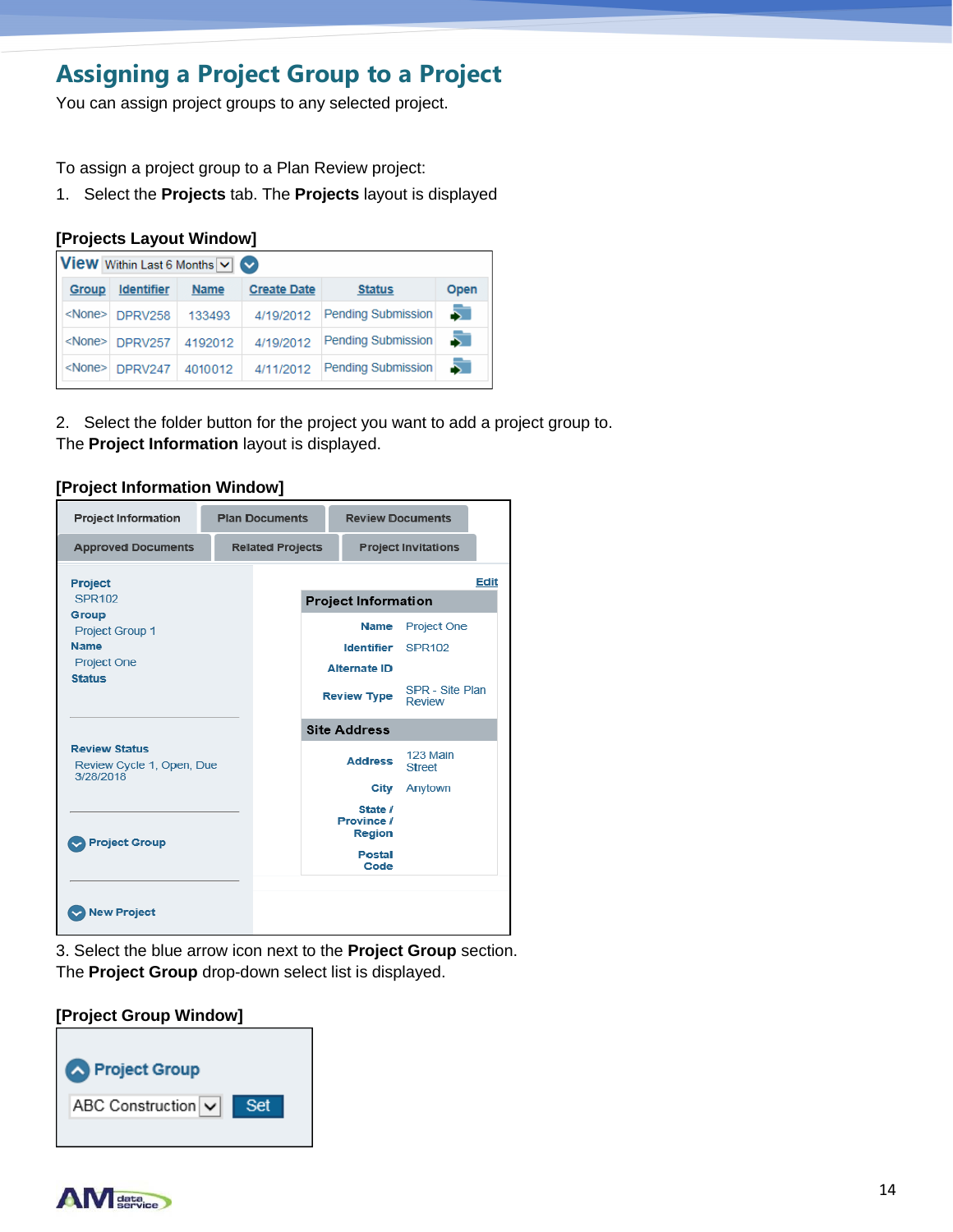# Assigning a Project Group to a Project

You can assign project groups to any selected project.

To assign a project group to a Plan Review project:

1. Select the **Projects** tab. The **Projects** layout is displayed

**[Projects Layout Window]**

View Within Last 6 Months

| Group | Identifier | Name | Create Date | Status | Open |
|---|---|---|---|---|---|
| <None> | DPRV258 | 133493 | 4/19/2012 | Pending Submission | |
| <None> | DPRV257 | 4192012 | 4/19/2012 | Pending Submission | |
| <None> | DPRV247 | 4010012 | 4/11/2012 | Pending Submission | |

2. Select the folder button for the project you want to add a project group to.

The **Project Information** layout is displayed.

**[Project Information Window]**

Project Information | Plan Documents | Review Documents | Approved Documents | Related Projects | Project Invitations

**Project**
SPR102
**Group**
Project Group 1
**Name**
Project One
**Status**

**Review Status**
Review Cycle 1, Open, Due 3/28/2018

Project Group

New Project

Edit

**Project Information**

| | |
|---|---|
| Name | Project One |
| Identifier | SPR102 |
| Alternate ID | |
| Review Type | SPR - Site Plan Review |

**Site Address**

| | |
|---|---|
| Address | 123 Main Street |
| City | Anytown |
| State / Province / Region | |
| Postal Code | |

3. Select the blue arrow icon next to the **Project Group** section.

The **Project Group** drop-down select list is displayed.

**[Project Group Window]**

Project Group

ABC Construction | Set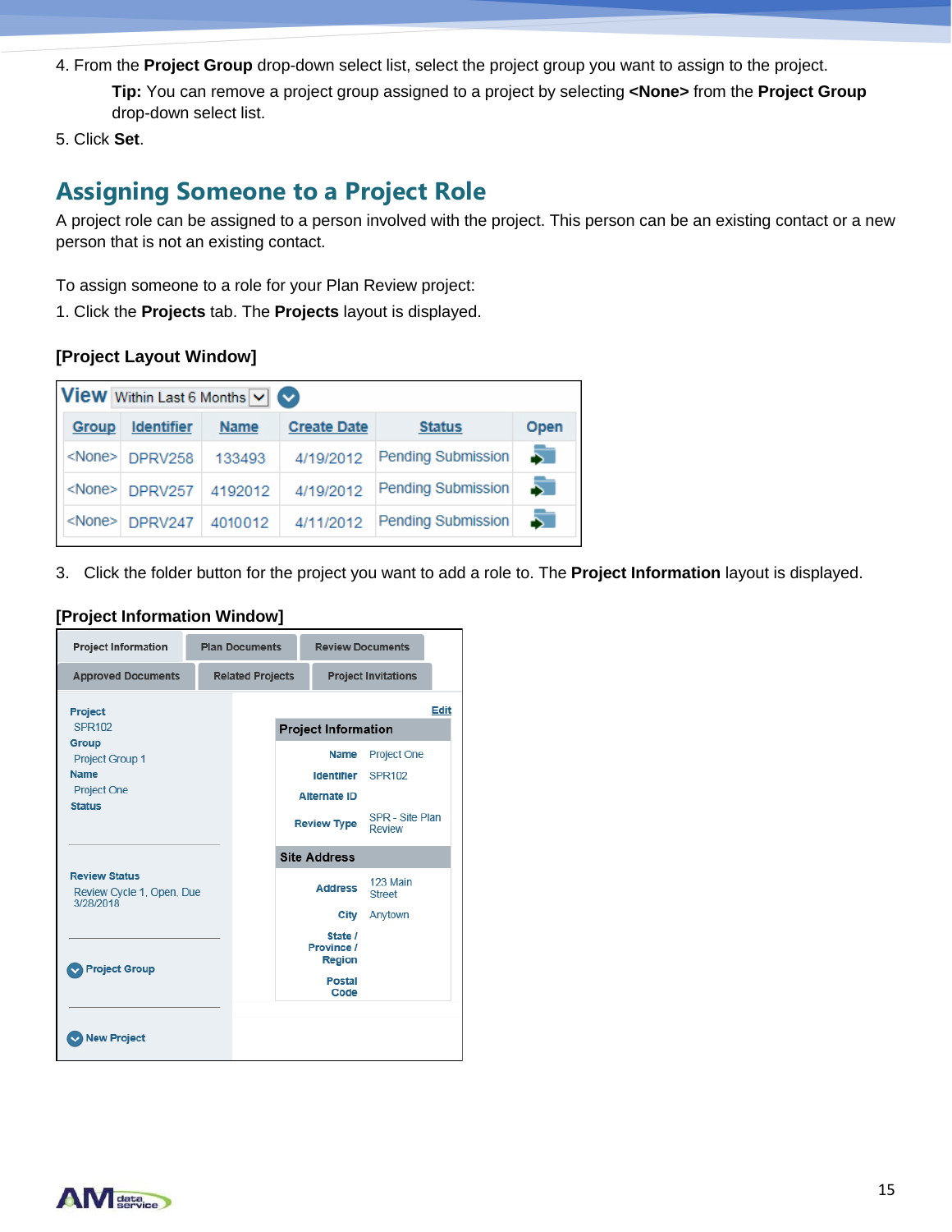4. From the **Project Group** drop-down select list, select the project group you want to assign to the project.

   **Tip:** You can remove a project group assigned to a project by selecting **<None>** from the **Project Group** drop-down select list.

5. Click **Set**.

## Assigning Someone to a Project Role

A project role can be assigned to a person involved with the project. This person can be an existing contact or a new person that is not an existing contact.

To assign someone to a role for your Plan Review project:

1. Click the **Projects** tab. The **Projects** layout is displayed.

**[Project Layout Window]**

View Within Last 6 Months

| Group | Identifier | Name | Create Date | Status | Open |
|---|---|---|---|---|---|
| <None> | DPRV258 | 133493 | 4/19/2012 | Pending Submission | |
| <None> | DPRV257 | 4192012 | 4/19/2012 | Pending Submission | |
| <None> | DPRV247 | 4010012 | 4/11/2012 | Pending Submission | |

3. Click the folder button for the project you want to add a role to. The **Project Information** layout is displayed.

**[Project Information Window]**

Project Information | Plan Documents | Review Documents | Approved Documents | Related Projects | Project Invitations

**Project**
SPR102
**Group**
Project Group 1
**Name**
Project One
**Status**

**Review Status**
Review Cycle 1, Open, Due 3/28/2018

Project Group

New Project

Edit

**Project Information**

| | |
|---|---|
| Name | Project One |
| Identifier | SPR102 |
| Alternate ID | |
| Review Type | SPR - Site Plan Review |

**Site Address**

| | |
|---|---|
| Address | 123 Main Street |
| City | Anytown |
| State / Province / Region | |
| Postal Code | |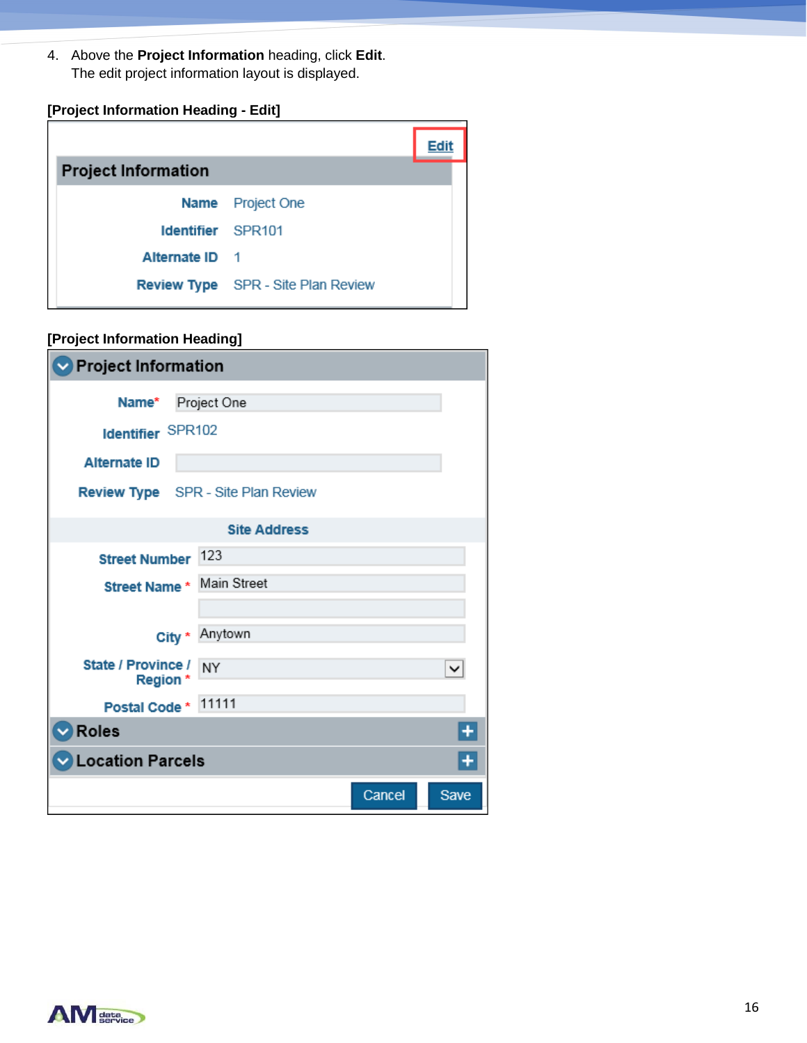4. Above the **Project Information** heading, click **Edit**.
   The edit project information layout is displayed.

**[Project Information Heading - Edit]**

Edit

Project Information

| | |
|---|---|
| Name | Project One |
| Identifier | SPR101 |
| Alternate ID | 1 |
| Review Type | SPR - Site Plan Review |

**[Project Information Heading]**

Project Information

| | |
|---|---|
| Name* | Project One |
| Identifier | SPR102 |
| Alternate ID | |
| Review Type | SPR - Site Plan Review |

Site Address

| | |
|---|---|
| Street Number | 123 |
| Street Name * | Main Street |
| | |
| City * | Anytown |
| State / Province / Region * | NY |
| Postal Code * | 11111 |

Roles

Location Parcels

Cancel Save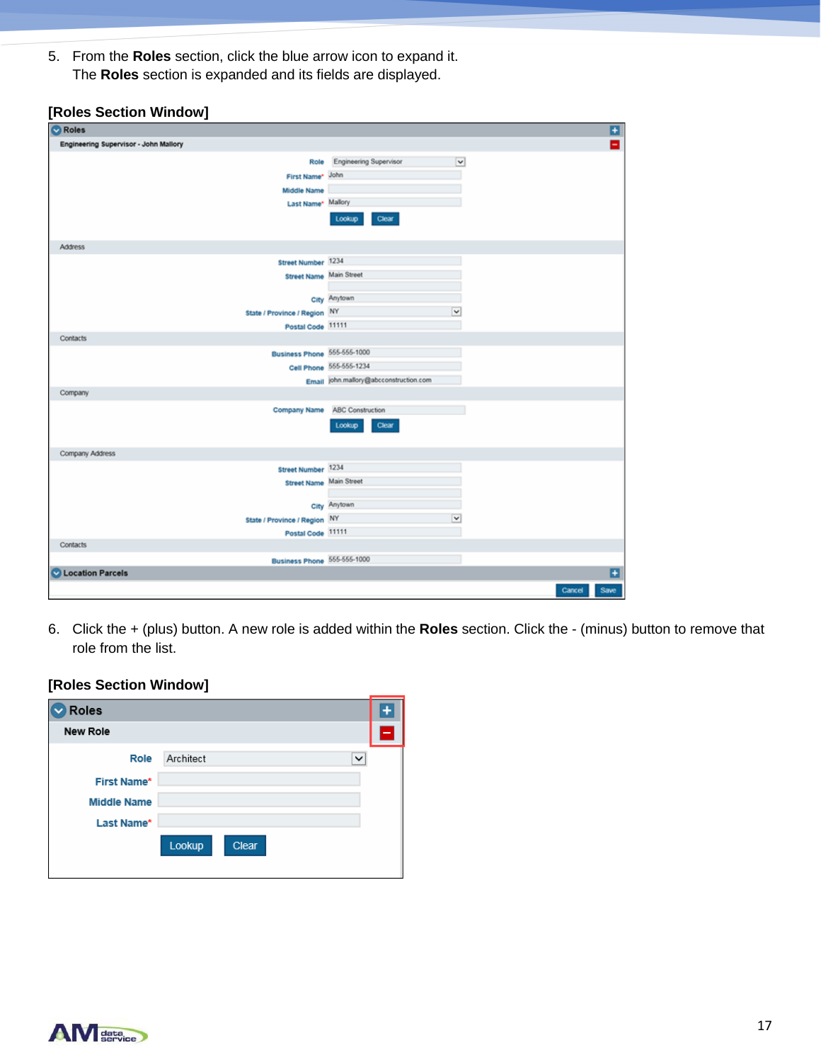5. From the **Roles** section, click the blue arrow icon to expand it.
   The **Roles** section is expanded and its fields are displayed.

**[Roles Section Window]**

6. Click the + (plus) button. A new role is added within the **Roles** section. Click the - (minus) button to remove that role from the list.

**[Roles Section Window]**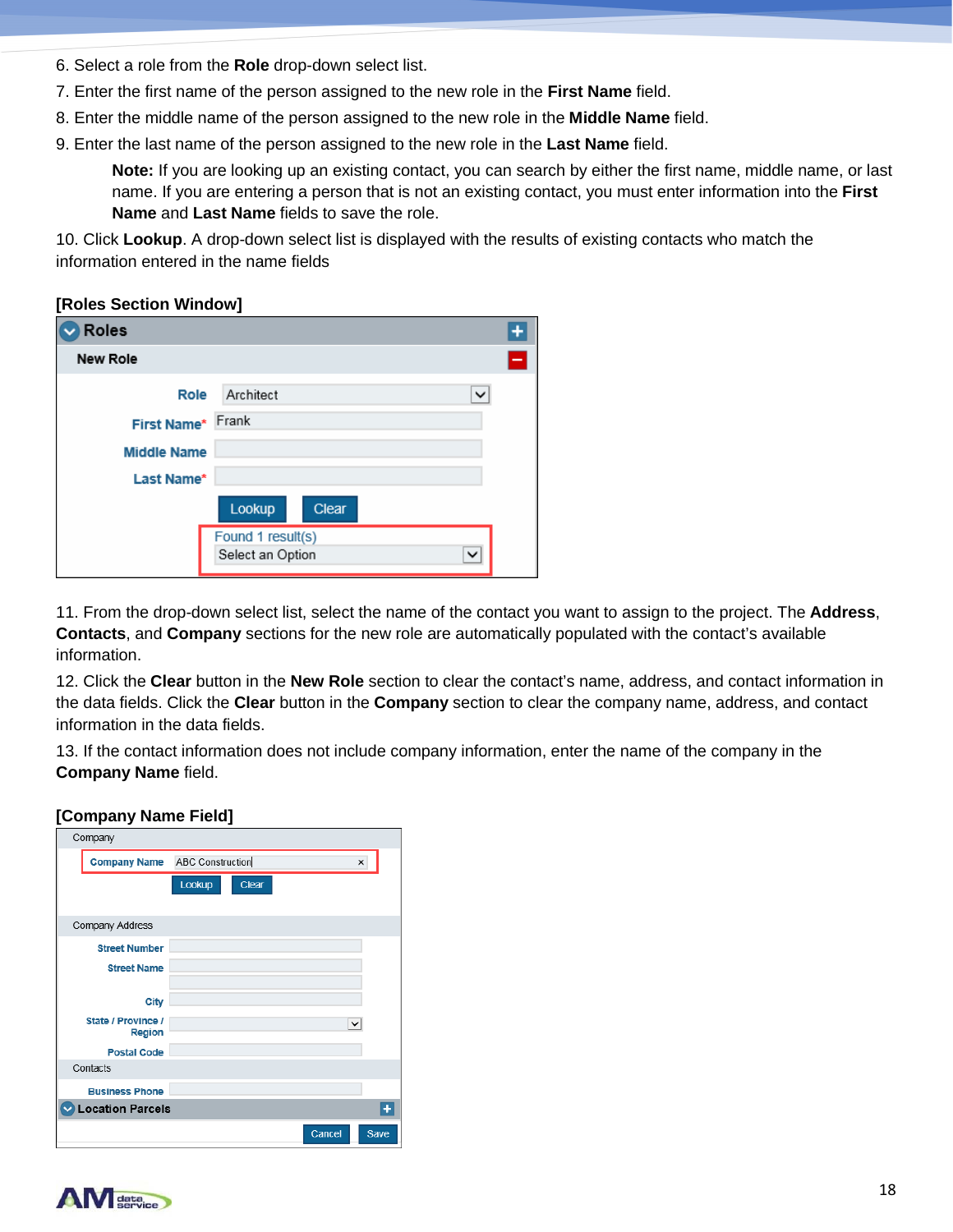6. Select a role from the **Role** drop-down select list.

7. Enter the first name of the person assigned to the new role in the **First Name** field.

8. Enter the middle name of the person assigned to the new role in the **Middle Name** field.

9. Enter the last name of the person assigned to the new role in the **Last Name** field.

> **Note:** If you are looking up an existing contact, you can search by either the first name, middle name, or last name. If you are entering a person that is not an existing contact, you must enter information into the **First Name** and **Last Name** fields to save the role.

10. Click **Lookup**. A drop-down select list is displayed with the results of existing contacts who match the information entered in the name fields

**[Roles Section Window]**

11. From the drop-down select list, select the name of the contact you want to assign to the project. The **Address**, **Contacts**, and **Company** sections for the new role are automatically populated with the contact's available information.

12. Click the **Clear** button in the **New Role** section to clear the contact's name, address, and contact information in the data fields. Click the **Clear** button in the **Company** section to clear the company name, address, and contact information in the data fields.

13. If the contact information does not include company information, enter the name of the company in the **Company Name** field.

**[Company Name Field]**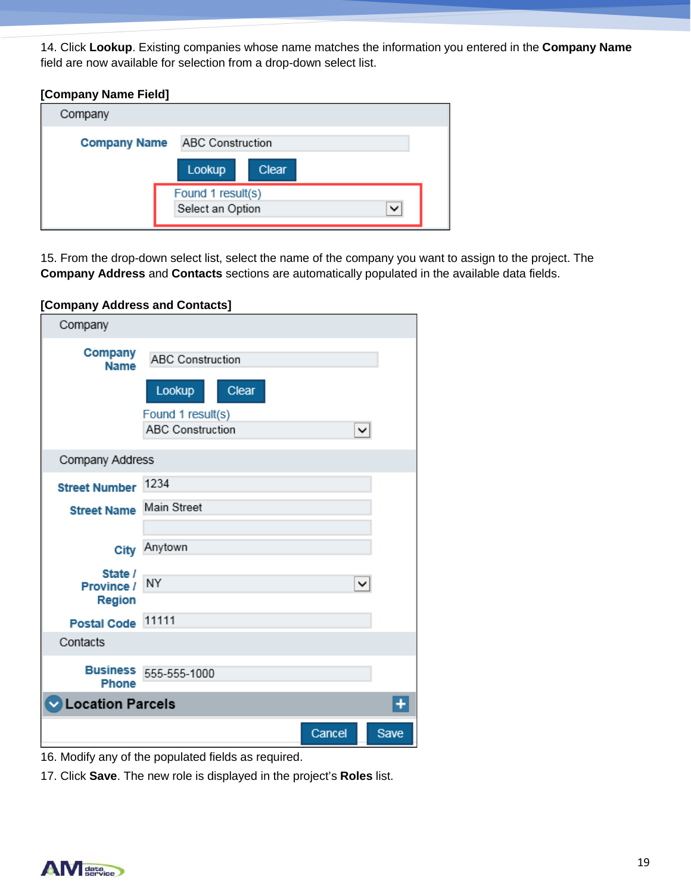14. Click **Lookup**. Existing companies whose name matches the information you entered in the **Company Name** field are now available for selection from a drop-down select list.

**[Company Name Field]**

Company

Company Name: ABC Construction

Lookup | Clear

Found 1 result(s)

Select an Option

15. From the drop-down select list, select the name of the company you want to assign to the project. The **Company Address** and **Contacts** sections are automatically populated in the available data fields.

**[Company Address and Contacts]**

Company

Company Name: ABC Construction

Lookup | Clear

Found 1 result(s)

ABC Construction

Company Address

Street Number: 1234

Street Name: Main Street

City: Anytown

State / Province / Region: NY

Postal Code: 11111

Contacts

Business Phone: 555-555-1000

Location Parcels

Cancel | Save

16. Modify any of the populated fields as required.

17. Click **Save**. The new role is displayed in the project's **Roles** list.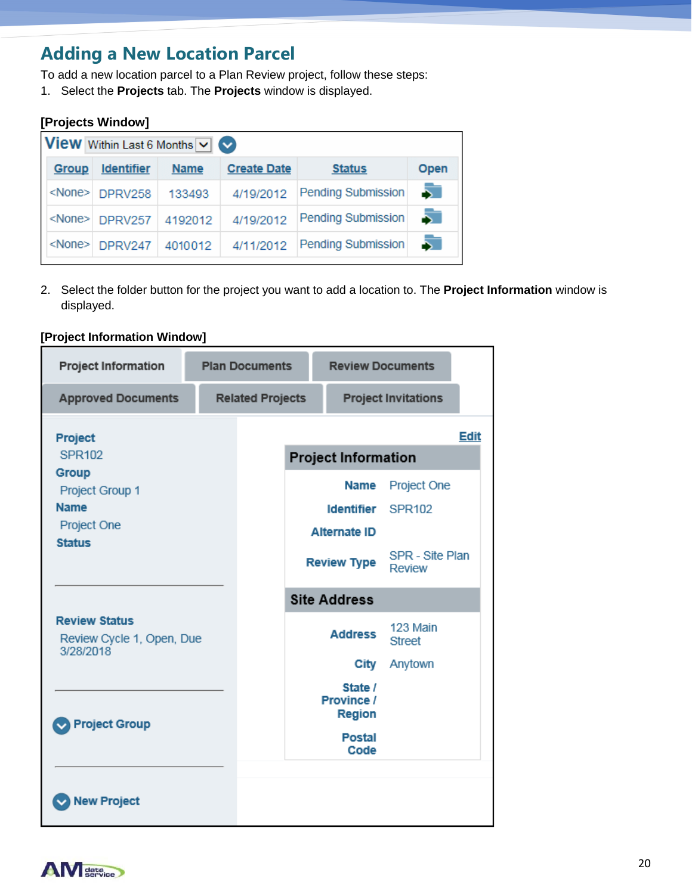## Adding a New Location Parcel

To add a new location parcel to a Plan Review project, follow these steps:

1. Select the **Projects** tab. The **Projects** window is displayed.

**[Projects Window]**

View Within Last 6 Months

| Group | Identifier | Name | Create Date | Status | Open |
|---|---|---|---|---|---|
| <None> | DPRV258 | 133493 | 4/19/2012 | Pending Submission | |
| <None> | DPRV257 | 4192012 | 4/19/2012 | Pending Submission | |
| <None> | DPRV247 | 4010012 | 4/11/2012 | Pending Submission | |

2. Select the folder button for the project you want to add a location to. The **Project Information** window is displayed.

**[Project Information Window]**

Project Information | Plan Documents | Review Documents | Approved Documents | Related Projects | Project Invitations

**Project**
SPR102
**Group**
Project Group 1
**Name**
Project One
**Status**

**Review Status**
Review Cycle 1, Open, Due 3/28/2018

Project Group

New Project

Edit

**Project Information**

| | |
|---|---|
| Name | Project One |
| Identifier | SPR102 |
| Alternate ID | |
| Review Type | SPR - Site Plan Review |

**Site Address**

| | |
|---|---|
| Address | 123 Main Street |
| City | Anytown |
| State / Province / Region | |
| Postal Code | |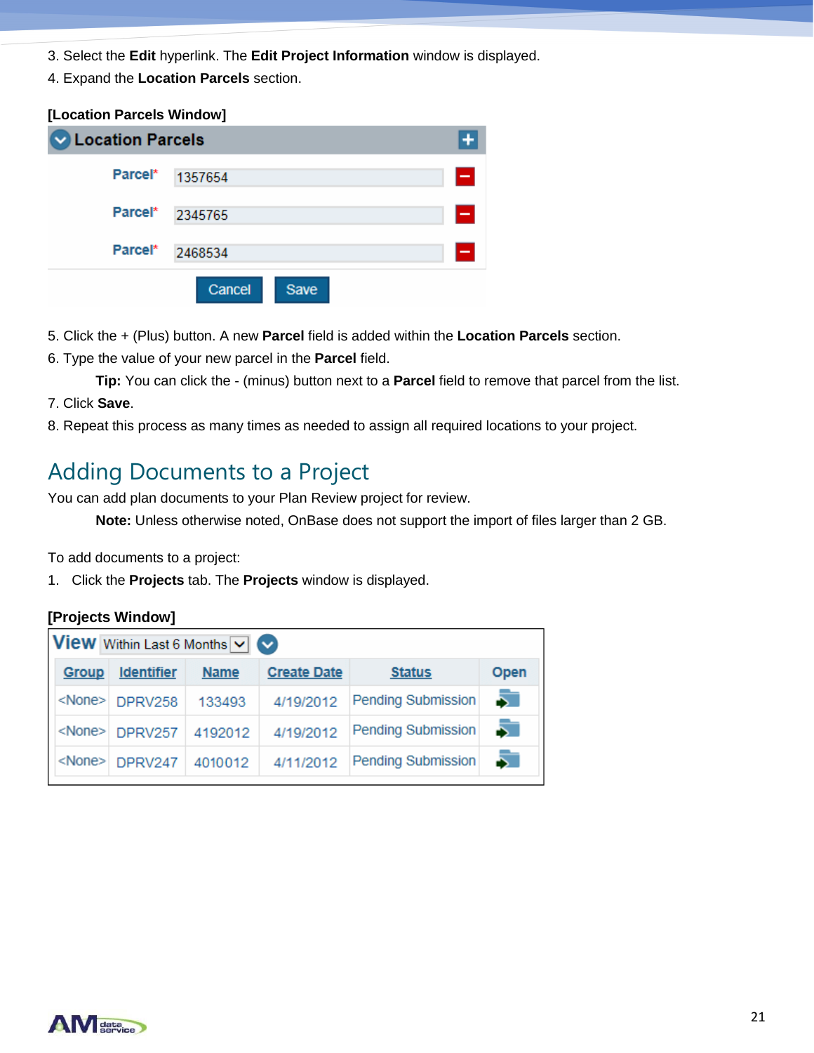3. Select the **Edit** hyperlink. The **Edit Project Information** window is displayed.
4. Expand the **Location Parcels** section.

**[Location Parcels Window]**

| Location Parcels | |
|---|---|
| Parcel* | 1357654 |
| Parcel* | 2345765 |
| Parcel* | 2468534 |

Cancel | Save

5. Click the + (Plus) button. A new **Parcel** field is added within the **Location Parcels** section.
6. Type the value of your new parcel in the **Parcel** field.

   **Tip:** You can click the - (minus) button next to a **Parcel** field to remove that parcel from the list.
7. Click **Save**.
8. Repeat this process as many times as needed to assign all required locations to your project.

## Adding Documents to a Project

You can add plan documents to your Plan Review project for review.

**Note:** Unless otherwise noted, OnBase does not support the import of files larger than 2 GB.

To add documents to a project:

1. Click the **Projects** tab. The **Projects** window is displayed.

**[Projects Window]**

View: Within Last 6 Months

| Group | Identifier | Name | Create Date | Status | Open |
|---|---|---|---|---|---|
| <None> | DPRV258 | 133493 | 4/19/2012 | Pending Submission | |
| <None> | DPRV257 | 4192012 | 4/19/2012 | Pending Submission | |
| <None> | DPRV247 | 4010012 | 4/11/2012 | Pending Submission | |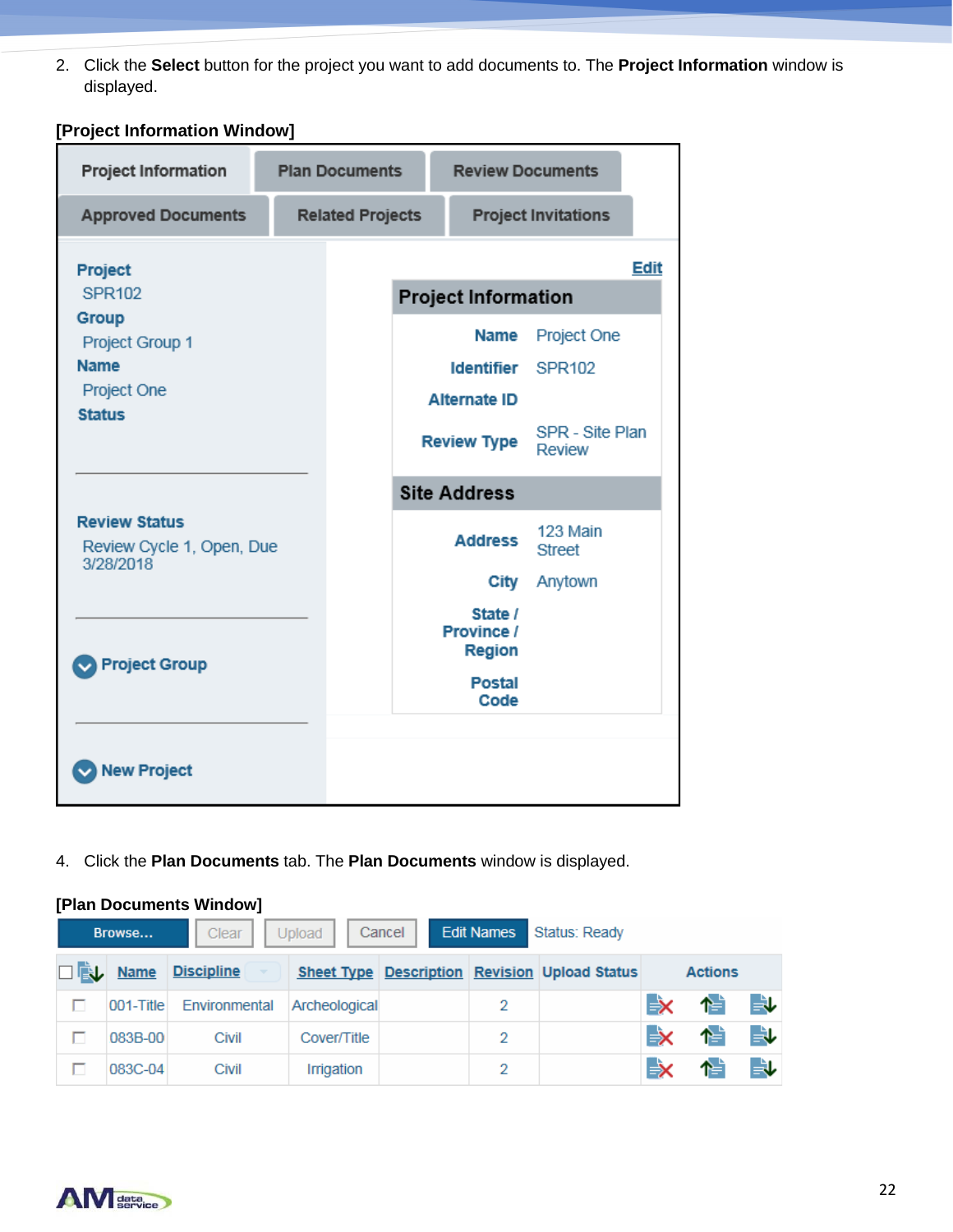2. Click the **Select** button for the project you want to add documents to. The **Project Information** window is displayed.

**[Project Information Window]**

| Project Information | Plan Documents | Review Documents |
|---|---|---|
| Approved Documents | Related Projects | Project Invitations |

**Project**
SPR102
**Group**
Project Group 1
**Name**
Project One
**Status**

**Review Status**
Review Cycle 1, Open, Due 3/28/2018

Project Group

New Project

Edit

| Project Information | |
|---|---|
| Name | Project One |
| Identifier | SPR102 |
| Alternate ID | |
| Review Type | SPR - Site Plan Review |

| Site Address | |
|---|---|
| Address | 123 Main Street |
| City | Anytown |
| State / Province / Region | |
| Postal Code | |

4. Click the **Plan Documents** tab. The **Plan Documents** window is displayed.

**[Plan Documents Window]**

Browse... | Clear | Upload | Cancel | Edit Names | Status: Ready

| | Name | Discipline | Sheet Type | Description | Revision | Upload Status | Actions |
|---|---|---|---|---|---|---|---|
| ☐ | 001-Title | Environmental | Archeological | | 2 | | |
| ☐ | 083B-00 | Civil | Cover/Title | | 2 | | |
| ☐ | 083C-04 | Civil | Irrigation | | 2 | | |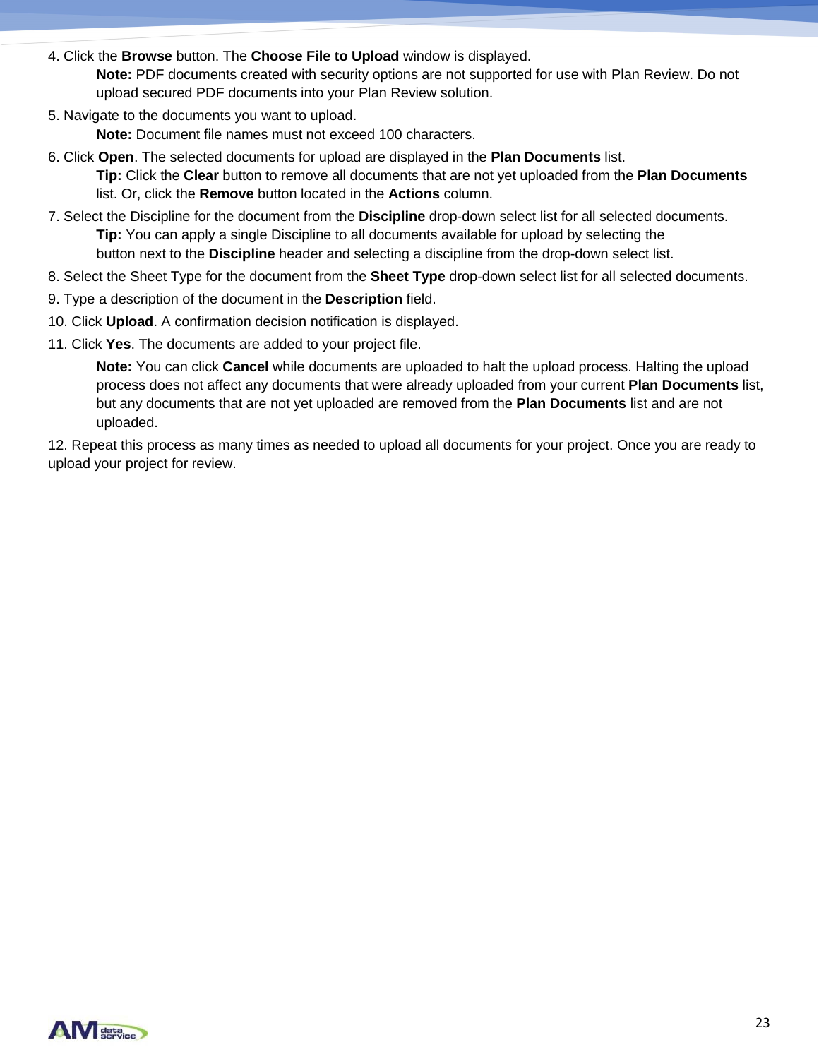4. Click the **Browse** button. The **Choose File to Upload** window is displayed.

    **Note:** PDF documents created with security options are not supported for use with Plan Review. Do not upload secured PDF documents into your Plan Review solution.

5. Navigate to the documents you want to upload.

    **Note:** Document file names must not exceed 100 characters.

6. Click **Open**. The selected documents for upload are displayed in the **Plan Documents** list.

    **Tip:** Click the **Clear** button to remove all documents that are not yet uploaded from the **Plan Documents** list. Or, click the **Remove** button located in the **Actions** column.

7. Select the Discipline for the document from the **Discipline** drop-down select list for all selected documents.

    **Tip:** You can apply a single Discipline to all documents available for upload by selecting the button next to the **Discipline** header and selecting a discipline from the drop-down select list.

8. Select the Sheet Type for the document from the **Sheet Type** drop-down select list for all selected documents.

9. Type a description of the document in the **Description** field.

10. Click **Upload**. A confirmation decision notification is displayed.

11. Click **Yes**. The documents are added to your project file.

    **Note:** You can click **Cancel** while documents are uploaded to halt the upload process. Halting the upload process does not affect any documents that were already uploaded from your current **Plan Documents** list, but any documents that are not yet uploaded are removed from the **Plan Documents** list and are not uploaded.

12. Repeat this process as many times as needed to upload all documents for your project. Once you are ready to upload your project for review.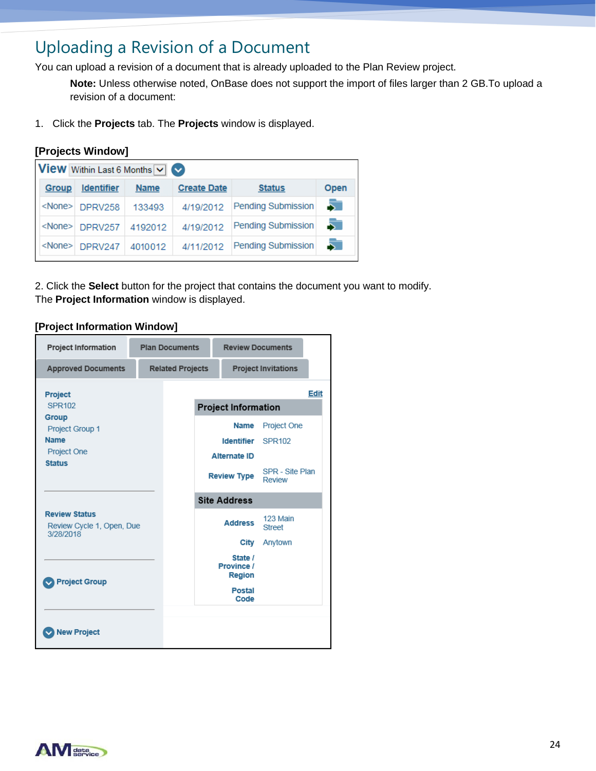# Uploading a Revision of a Document

You can upload a revision of a document that is already uploaded to the Plan Review project.

> **Note:** Unless otherwise noted, OnBase does not support the import of files larger than 2 GB.To upload a revision of a document:

1. Click the **Projects** tab. The **Projects** window is displayed.

**[Projects Window]**

View Within Last 6 Months

| Group | Identifier | Name | Create Date | Status | Open |
|---|---|---|---|---|---|
| <None> | DPRV258 | 133493 | 4/19/2012 | Pending Submission | |
| <None> | DPRV257 | 4192012 | 4/19/2012 | Pending Submission | |
| <None> | DPRV247 | 4010012 | 4/11/2012 | Pending Submission | |

2. Click the **Select** button for the project that contains the document you want to modify. The **Project Information** window is displayed.

**[Project Information Window]**

Project Information | Plan Documents | Review Documents | Approved Documents | Related Projects | Project Invitations

**Project**
SPR102
**Group**
Project Group 1
**Name**
Project One
**Status**

**Review Status**
Review Cycle 1, Open, Due 3/28/2018

Project Group

New Project

Edit

| Project Information | |
|---|---|
| Name | Project One |
| Identifier | SPR102 |
| Alternate ID | |
| Review Type | SPR - Site Plan Review |

| Site Address | |
|---|---|
| Address | 123 Main Street |
| City | Anytown |
| State / Province / Region | |
| Postal Code | |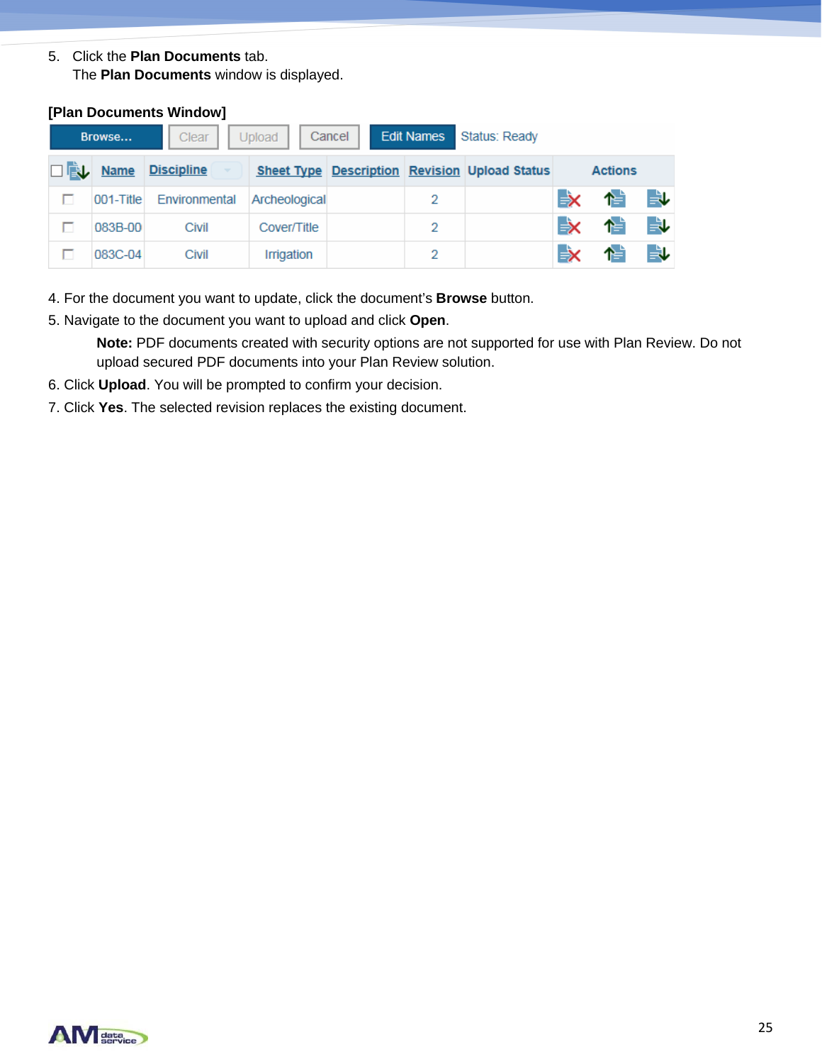5. Click the **Plan Documents** tab.
   The **Plan Documents** window is displayed.

**[Plan Documents Window]**

Browse... | Clear | Upload | Cancel | Edit Names | Status: Ready

| | Name | Discipline | Sheet Type | Description | Revision | Upload Status | Actions |
|---|---|---|---|---|---|---|---|
| ☐ | 001-Title | Environmental | Archeological | | 2 | | |
| ☐ | 083B-00 | Civil | Cover/Title | | 2 | | |
| ☐ | 083C-04 | Civil | Irrigation | | 2 | | |

4. For the document you want to update, click the document's **Browse** button.
5. Navigate to the document you want to upload and click **Open**.

   **Note:** PDF documents created with security options are not supported for use with Plan Review. Do not upload secured PDF documents into your Plan Review solution.
6. Click **Upload**. You will be prompted to confirm your decision.
7. Click **Yes**. The selected revision replaces the existing document.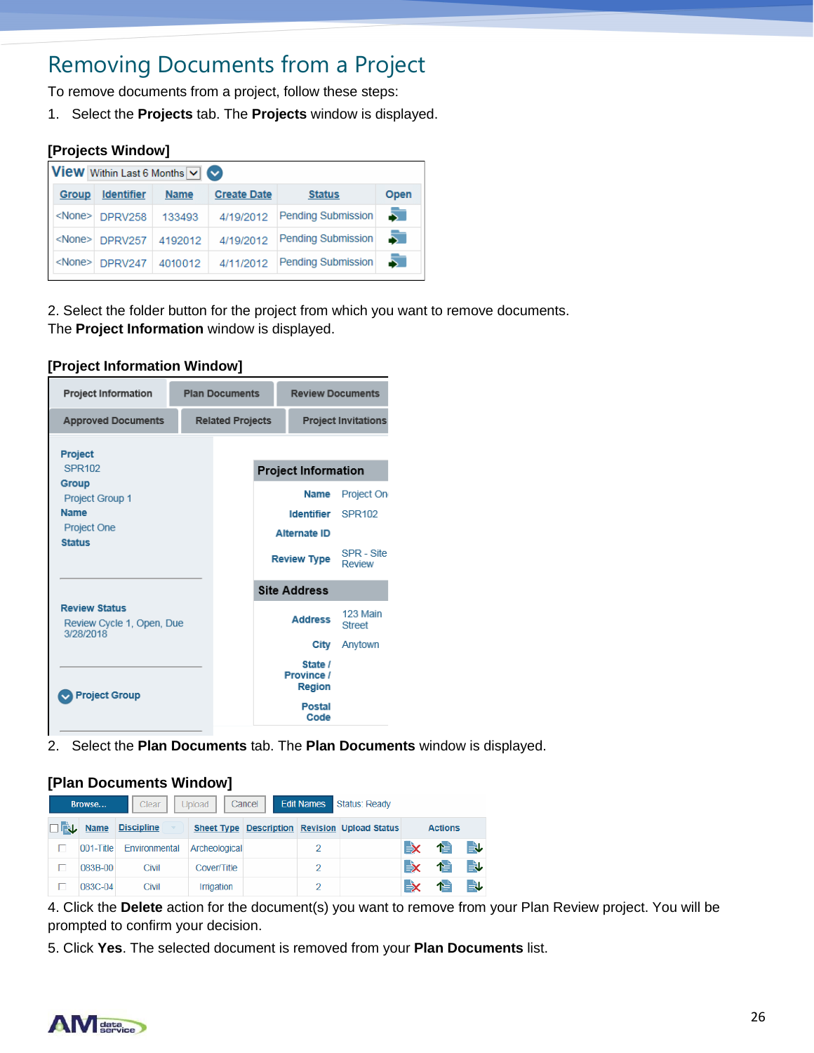# Removing Documents from a Project

To remove documents from a project, follow these steps:

1. Select the **Projects** tab. The **Projects** window is displayed.

**[Projects Window]**

View Within Last 6 Months

| Group | Identifier | Name | Create Date | Status | Open |
|---|---|---|---|---|---|
| <None> | DPRV258 | 133493 | 4/19/2012 | Pending Submission | |
| <None> | DPRV257 | 4192012 | 4/19/2012 | Pending Submission | |
| <None> | DPRV247 | 4010012 | 4/11/2012 | Pending Submission | |

2. Select the folder button for the project from which you want to remove documents. The **Project Information** window is displayed.

**[Project Information Window]**

Project Information | Plan Documents | Review Documents | Approved Documents | Related Projects | Project Invitations

**Project**
SPR102
**Group**
Project Group 1
**Name**
Project One
**Status**

**Review Status**
Review Cycle 1, Open, Due 3/28/2018

Project Group

**Project Information**

| | |
|---|---|
| Name | Project On |
| Identifier | SPR102 |
| Alternate ID | |
| Review Type | SPR - Site Review |

**Site Address**

| | |
|---|---|
| Address | 123 Main Street |
| City | Anytown |
| State / Province / Region | |
| Postal Code | |

2. Select the **Plan Documents** tab. The **Plan Documents** window is displayed.

**[Plan Documents Window]**

Browse... | Clear | Upload | Cancel | Edit Names | Status: Ready

| | Name | Discipline | Sheet Type | Description | Revision | Upload Status | Actions |
|---|---|---|---|---|---|---|---|
| ☐ | 001-Title | Environmental | Archeological | | 2 | | |
| ☐ | 083B-00 | Civil | Cover/Title | | 2 | | |
| ☐ | 083C-04 | Civil | Irrigation | | 2 | | |

4. Click the **Delete** action for the document(s) you want to remove from your Plan Review project. You will be prompted to confirm your decision.

5. Click **Yes**. The selected document is removed from your **Plan Documents** list.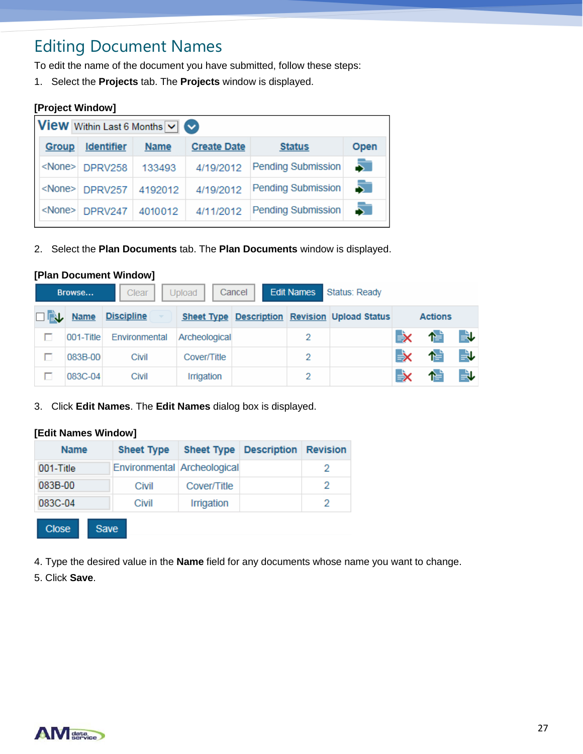# Editing Document Names

To edit the name of the document you have submitted, follow these steps:

1. Select the **Projects** tab. The **Projects** window is displayed.

**[Project Window]**

View: Within Last 6 Months

| Group | Identifier | Name | Create Date | Status | Open |
|---|---|---|---|---|---|
| <None> | DPRV258 | 133493 | 4/19/2012 | Pending Submission | |
| <None> | DPRV257 | 4192012 | 4/19/2012 | Pending Submission | |
| <None> | DPRV247 | 4010012 | 4/11/2012 | Pending Submission | |

2. Select the **Plan Documents** tab. The **Plan Documents** window is displayed.

**[Plan Document Window]**

Browse... | Clear | Upload | Cancel | Edit Names | Status: Ready

| | Name | Discipline | Sheet Type | Description | Revision | Upload Status | Actions |
|---|---|---|---|---|---|---|---|
| ☐ | 001-Title | Environmental | Archeological | | 2 | | |
| ☐ | 083B-00 | Civil | Cover/Title | | 2 | | |
| ☐ | 083C-04 | Civil | Irrigation | | 2 | | |

3. Click **Edit Names**. The **Edit Names** dialog box is displayed.

**[Edit Names Window]**

| Name | Sheet Type | Sheet Type | Description | Revision |
|---|---|---|---|---|
| 001-Title | Environmental | Archeological | | 2 |
| 083B-00 | Civil | Cover/Title | | 2 |
| 083C-04 | Civil | Irrigation | | 2 |

Close | Save

4. Type the desired value in the **Name** field for any documents whose name you want to change.
5. Click **Save**.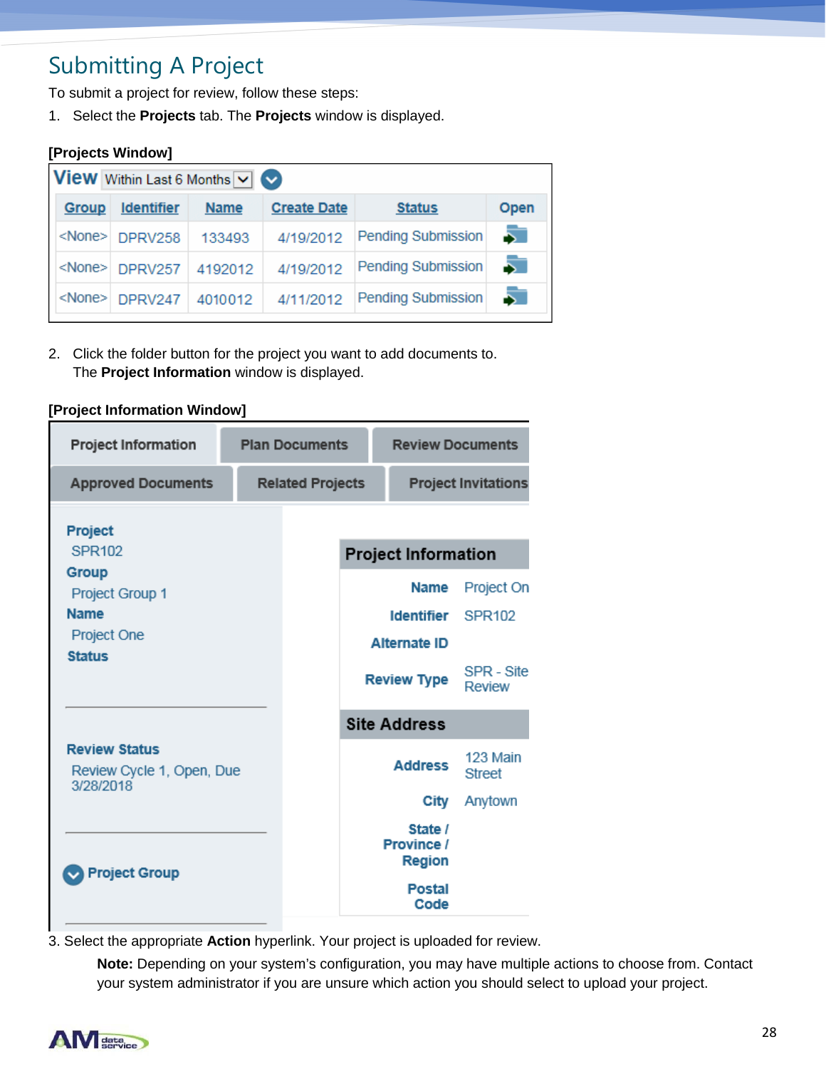# Submitting A Project

To submit a project for review, follow these steps:

1. Select the **Projects** tab. The **Projects** window is displayed.

**[Projects Window]**

View Within Last 6 Months

| Group | Identifier | Name | Create Date | Status | Open |
|---|---|---|---|---|---|
| <None> | DPRV258 | 133493 | 4/19/2012 | Pending Submission | |
| <None> | DPRV257 | 4192012 | 4/19/2012 | Pending Submission | |
| <None> | DPRV247 | 4010012 | 4/11/2012 | Pending Submission | |

2. Click the folder button for the project you want to add documents to. The **Project Information** window is displayed.

**[Project Information Window]**

Project Information | Plan Documents | Review Documents | Approved Documents | Related Projects | Project Invitations

**Project**
SPR102
**Group**
Project Group 1
**Name**
Project One
**Status**

**Review Status**
Review Cycle 1, Open, Due 3/28/2018

**Project Group**

**Project Information**

| | |
|---|---|
| Name | Project On |
| Identifier | SPR102 |
| Alternate ID | |
| Review Type | SPR - Site Review |

**Site Address**

| | |
|---|---|
| Address | 123 Main Street |
| City | Anytown |
| State / Province / Region | |
| Postal Code | |

3. Select the appropriate **Action** hyperlink. Your project is uploaded for review.

   **Note:** Depending on your system's configuration, you may have multiple actions to choose from. Contact your system administrator if you are unsure which action you should select to upload your project.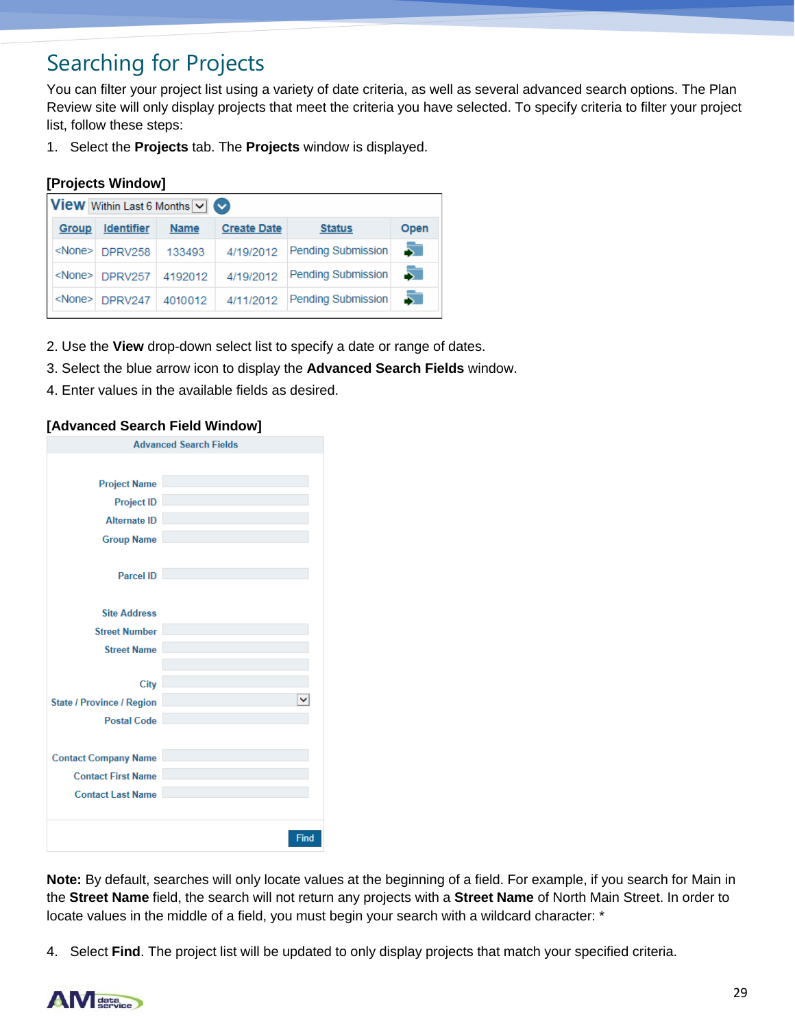# Searching for Projects

You can filter your project list using a variety of date criteria, as well as several advanced search options. The Plan Review site will only display projects that meet the criteria you have selected. To specify criteria to filter your project list, follow these steps:

1. Select the **Projects** tab. The **Projects** window is displayed.

**[Projects Window]**

View Within Last 6 Months

| Group | Identifier | Name | Create Date | Status | Open |
|---|---|---|---|---|---|
| <None> | DPRV258 | 133493 | 4/19/2012 | Pending Submission | |
| <None> | DPRV257 | 4192012 | 4/19/2012 | Pending Submission | |
| <None> | DPRV247 | 4010012 | 4/11/2012 | Pending Submission | |

2. Use the **View** drop-down select list to specify a date or range of dates.
3. Select the blue arrow icon to display the **Advanced Search Fields** window.
4. Enter values in the available fields as desired.

**[Advanced Search Field Window]**

Advanced Search Fields

- Project Name
- Project ID
- Alternate ID
- Group Name
- Parcel ID
- Site Address
- Street Number
- Street Name
- City
- State / Province / Region
- Postal Code
- Contact Company Name
- Contact First Name
- Contact Last Name

Find

**Note:** By default, searches will only locate values at the beginning of a field. For example, if you search for Main in the **Street Name** field, the search will not return any projects with a **Street Name** of North Main Street. In order to locate values in the middle of a field, you must begin your search with a wildcard character: *

4. Select **Find**. The project list will be updated to only display projects that match your specified criteria.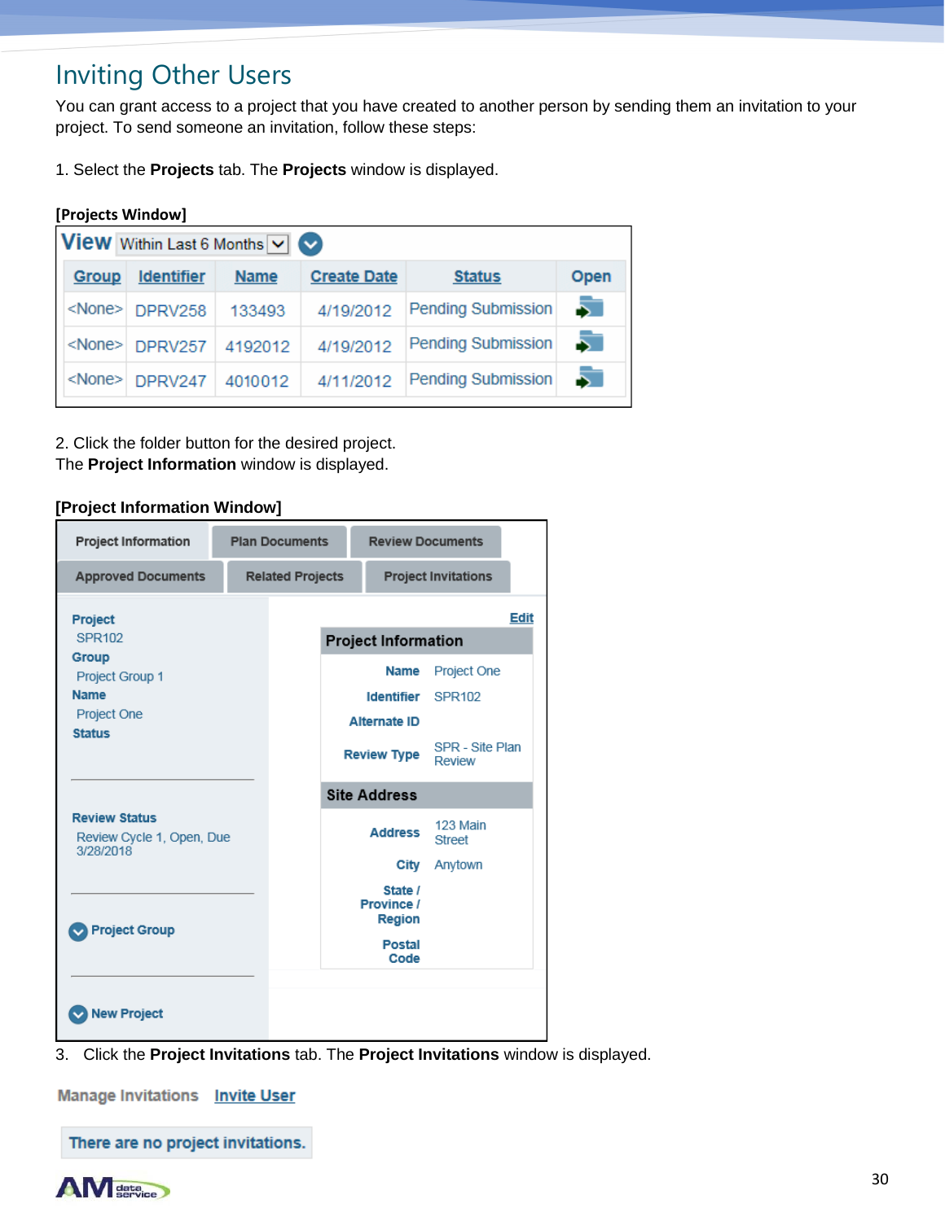# Inviting Other Users

You can grant access to a project that you have created to another person by sending them an invitation to your project. To send someone an invitation, follow these steps:

1. Select the **Projects** tab. The **Projects** window is displayed.

**[Projects Window]**

**View** Within Last 6 Months

| Group | Identifier | Name | Create Date | Status | Open |
|---|---|---|---|---|---|
| <None> | DPRV258 | 133493 | 4/19/2012 | Pending Submission | |
| <None> | DPRV257 | 4192012 | 4/19/2012 | Pending Submission | |
| <None> | DPRV247 | 4010012 | 4/11/2012 | Pending Submission | |

2. Click the folder button for the desired project.
The **Project Information** window is displayed.

**[Project Information Window]**

Project Information | Plan Documents | Review Documents | Approved Documents | Related Projects | Project Invitations

**Project**
SPR102
**Group**
Project Group 1
**Name**
Project One
**Status**

**Review Status**
Review Cycle 1, Open, Due 3/28/2018

Project Group

New Project

Edit

**Project Information**

| | |
|---|---|
| **Name** | Project One |
| **Identifier** | SPR102 |
| **Alternate ID** | |
| **Review Type** | SPR - Site Plan Review |

**Site Address**

| | |
|---|---|
| **Address** | 123 Main Street |
| **City** | Anytown |
| **State / Province / Region** | |
| **Postal Code** | |

3. Click the **Project Invitations** tab. The **Project Invitations** window is displayed.

Manage Invitations   Invite User

There are no project invitations.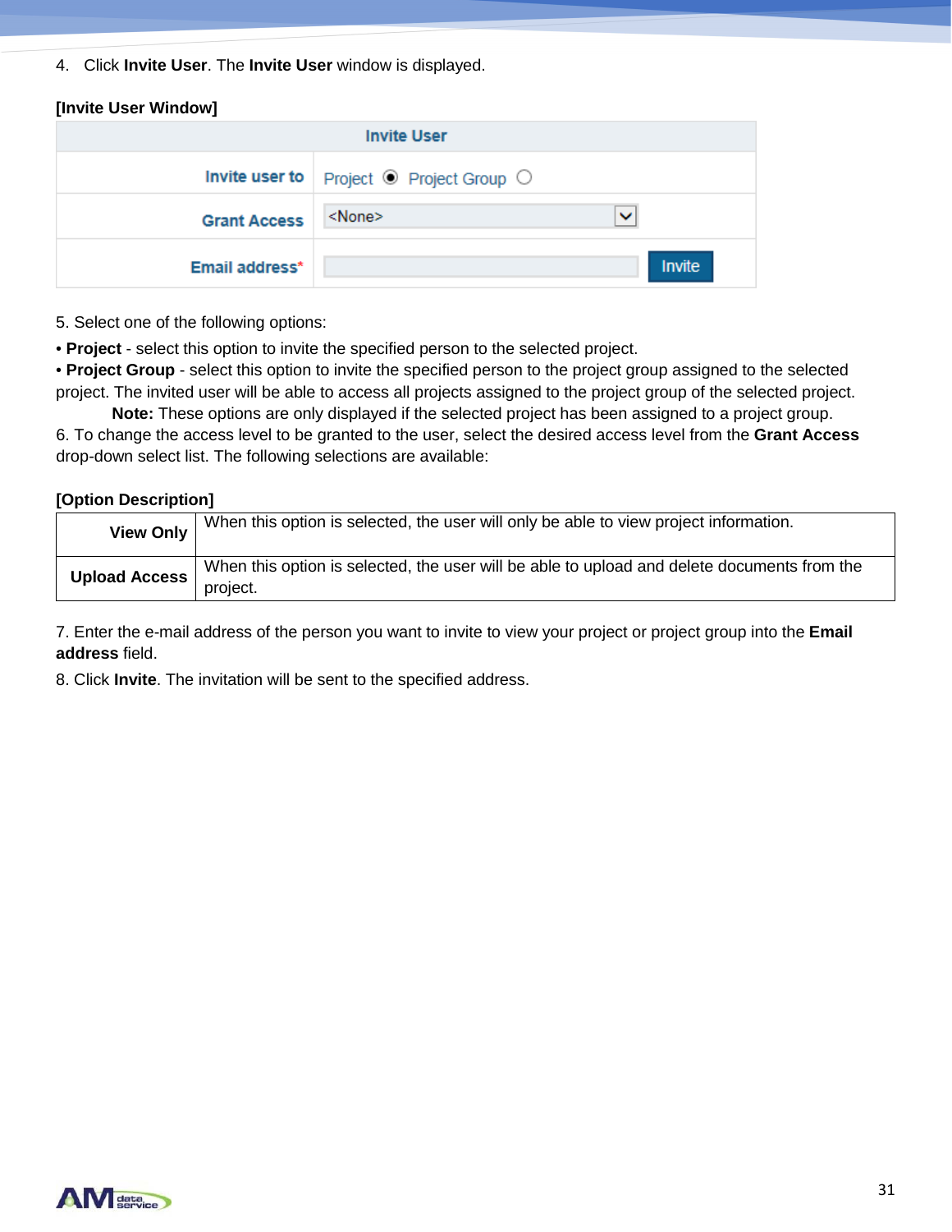4. Click **Invite User**. The **Invite User** window is displayed.

**[Invite User Window]**

| Invite User | |
|---|---|
| Invite user to | Project ◉ Project Group ○ |
| Grant Access | <None> |
| Email address* | Invite |

5. Select one of the following options:

- **Project** - select this option to invite the specified person to the selected project.
- **Project Group** - select this option to invite the specified person to the project group assigned to the selected project. The invited user will be able to access all projects assigned to the project group of the selected project.

  **Note:** These options are only displayed if the selected project has been assigned to a project group.

6. To change the access level to be granted to the user, select the desired access level from the **Grant Access** drop-down select list. The following selections are available:

**[Option Description]**

| Option | Description |
|---|---|
| **View Only** | When this option is selected, the user will only be able to view project information. |
| **Upload Access** | When this option is selected, the user will be able to upload and delete documents from the project. |

7. Enter the e-mail address of the person you want to invite to view your project or project group into the **Email address** field.

8. Click **Invite**. The invitation will be sent to the specified address.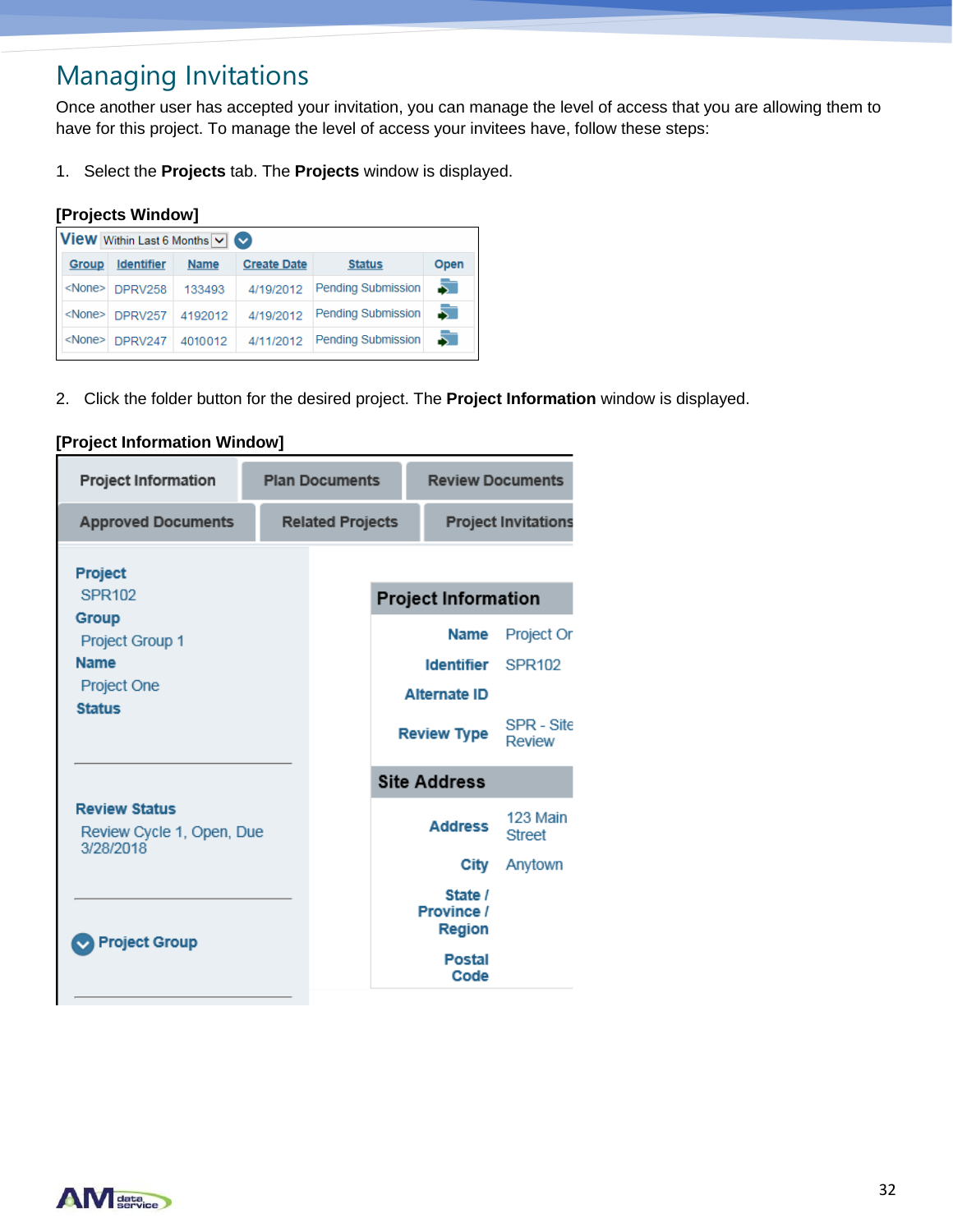# Managing Invitations

Once another user has accepted your invitation, you can manage the level of access that you are allowing them to have for this project. To manage the level of access your invitees have, follow these steps:

1. Select the **Projects** tab. The **Projects** window is displayed.

**[Projects Window]**

View Within Last 6 Months

| Group | Identifier | Name | Create Date | Status | Open |
|---|---|---|---|---|---|
| <None> | DPRV258 | 133493 | 4/19/2012 | Pending Submission | |
| <None> | DPRV257 | 4192012 | 4/19/2012 | Pending Submission | |
| <None> | DPRV247 | 4010012 | 4/11/2012 | Pending Submission | |

2. Click the folder button for the desired project. The **Project Information** window is displayed.

**[Project Information Window]**

Project Information | Plan Documents | Review Documents | Approved Documents | Related Projects | Project Invitations

**Project**
SPR102
**Group**
Project Group 1
**Name**
Project One
**Status**

**Review Status**
Review Cycle 1, Open, Due 3/28/2018

**Project Group**

**Project Information**

| | |
|---|---|
| Name | Project Or |
| Identifier | SPR102 |
| Alternate ID | |
| Review Type | SPR - Site Review |

**Site Address**

| | |
|---|---|
| Address | 123 Main Street |
| City | Anytown |
| State / Province / Region | |
| Postal Code | |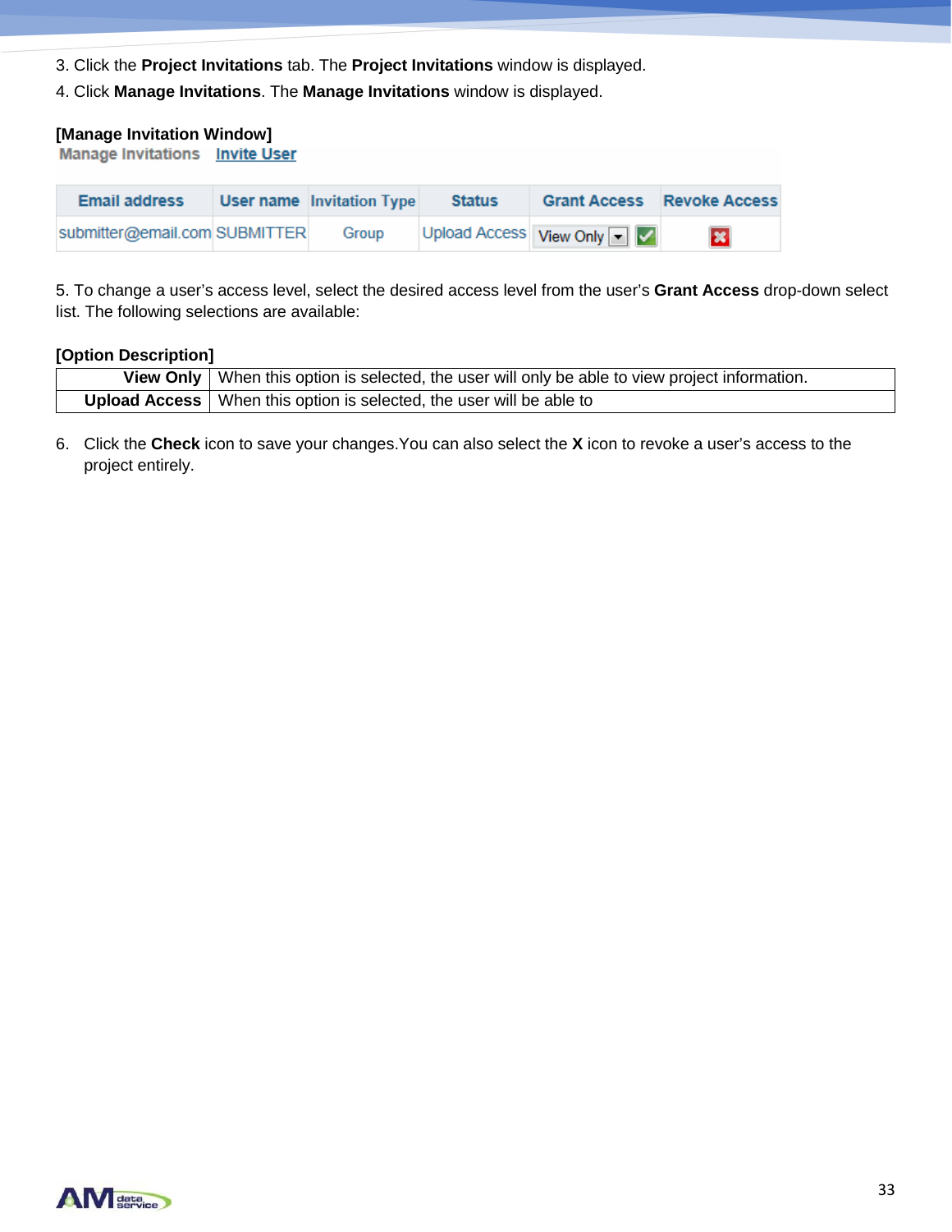3. Click the **Project Invitations** tab. The **Project Invitations** window is displayed.

4. Click **Manage Invitations**. The **Manage Invitations** window is displayed.

**[Manage Invitation Window]**

Manage Invitations   Invite User

| Email address | User name | Invitation Type | Status | Grant Access | Revoke Access |
|---|---|---|---|---|---|
| submitter@email.com | SUBMITTER | Group | Upload Access | View Only | |

5. To change a user's access level, select the desired access level from the user's **Grant Access** drop-down select list. The following selections are available:

**[Option Description]**

| | |
|---|---|
| **View Only** | When this option is selected, the user will only be able to view project information. |
| **Upload Access** | When this option is selected, the user will be able to |

6. Click the **Check** icon to save your changes.You can also select the **X** icon to revoke a user's access to the project entirely.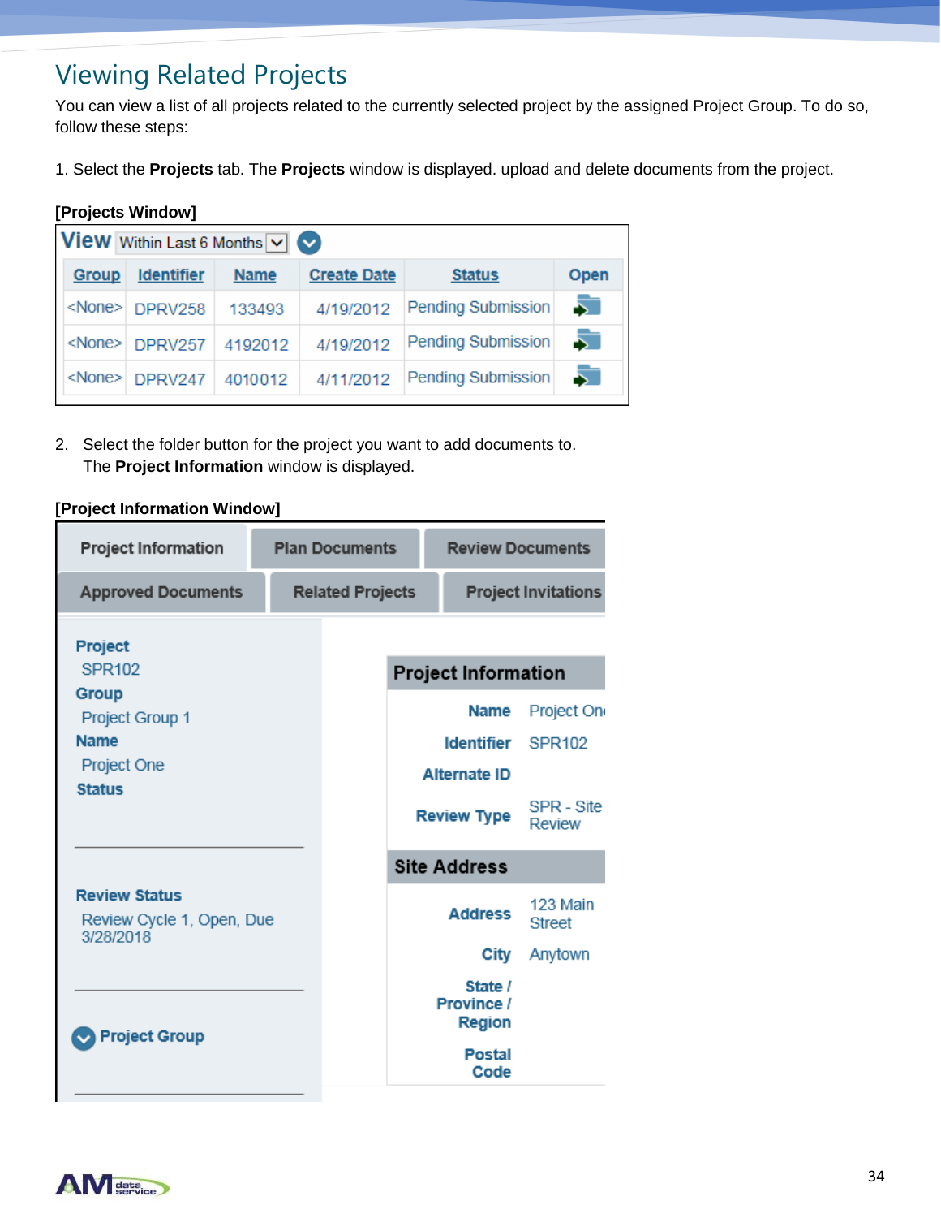# Viewing Related Projects

You can view a list of all projects related to the currently selected project by the assigned Project Group. To do so, follow these steps:

1. Select the **Projects** tab. The **Projects** window is displayed. upload and delete documents from the project.

**[Projects Window]**

View Within Last 6 Months

| Group | Identifier | Name | Create Date | Status | Open |
|---|---|---|---|---|---|
| <None> | DPRV258 | 133493 | 4/19/2012 | Pending Submission | |
| <None> | DPRV257 | 4192012 | 4/19/2012 | Pending Submission | |
| <None> | DPRV247 | 4010012 | 4/11/2012 | Pending Submission | |

2. Select the folder button for the project you want to add documents to.
   The **Project Information** window is displayed.

**[Project Information Window]**

Project Information | Plan Documents | Review Documents | Approved Documents | Related Projects | Project Invitations

**Project**
SPR102
**Group**
Project Group 1
**Name**
Project One
**Status**

**Review Status**
Review Cycle 1, Open, Due 3/28/2018

**Project Group**

**Project Information**

| | |
|---|---|
| Name | Project On |
| Identifier | SPR102 |
| Alternate ID | |
| Review Type | SPR - Site Review |

**Site Address**

| | |
|---|---|
| Address | 123 Main Street |
| City | Anytown |
| State / Province / Region | |
| Postal Code | |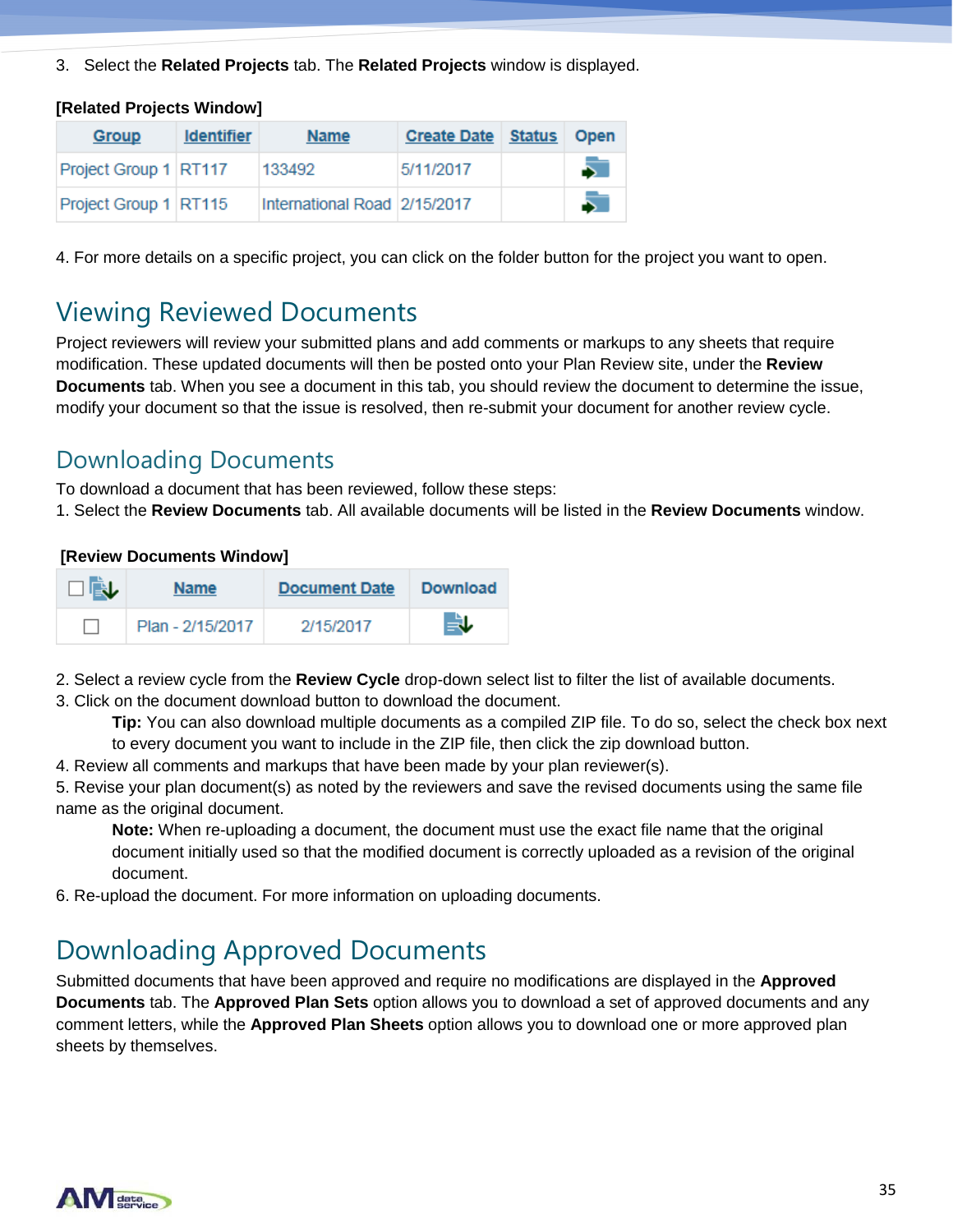3. Select the **Related Projects** tab. The **Related Projects** window is displayed.

**[Related Projects Window]**

| Group | Identifier | Name | Create Date | Status | Open |
|---|---|---|---|---|---|
| Project Group 1 | RT117 | 133492 | 5/11/2017 | | |
| Project Group 1 | RT115 | International Road | 2/15/2017 | | |

4. For more details on a specific project, you can click on the folder button for the project you want to open.

## Viewing Reviewed Documents

Project reviewers will review your submitted plans and add comments or markups to any sheets that require modification. These updated documents will then be posted onto your Plan Review site, under the **Review Documents** tab. When you see a document in this tab, you should review the document to determine the issue, modify your document so that the issue is resolved, then re-submit your document for another review cycle.

## Downloading Documents

To download a document that has been reviewed, follow these steps:

1. Select the **Review Documents** tab. All available documents will be listed in the **Review Documents** window.

**[Review Documents Window]**

| | Name | Document Date | Download |
|---|---|---|---|
| ☐ | Plan - 2/15/2017 | 2/15/2017 | |

2. Select a review cycle from the **Review Cycle** drop-down select list to filter the list of available documents.
3. Click on the document download button to download the document.

   **Tip:** You can also download multiple documents as a compiled ZIP file. To do so, select the check box next to every document you want to include in the ZIP file, then click the zip download button.

4. Review all comments and markups that have been made by your plan reviewer(s).
5. Revise your plan document(s) as noted by the reviewers and save the revised documents using the same file name as the original document.

   **Note:** When re-uploading a document, the document must use the exact file name that the original document initially used so that the modified document is correctly uploaded as a revision of the original document.

6. Re-upload the document. For more information on uploading documents.

## Downloading Approved Documents

Submitted documents that have been approved and require no modifications are displayed in the **Approved Documents** tab. The **Approved Plan Sets** option allows you to download a set of approved documents and any comment letters, while the **Approved Plan Sheets** option allows you to download one or more approved plan sheets by themselves.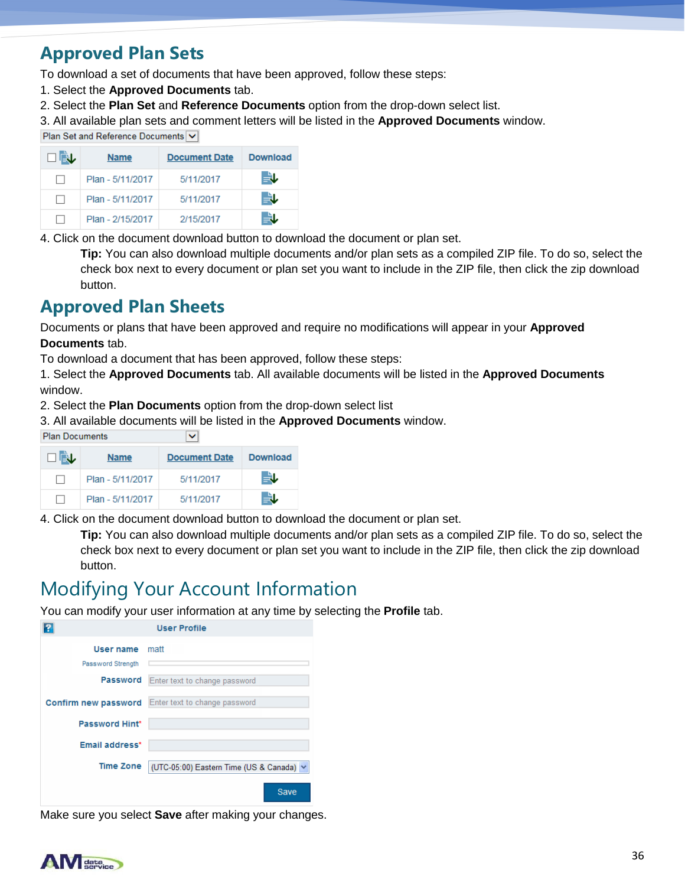## Approved Plan Sets

To download a set of documents that have been approved, follow these steps:

1. Select the **Approved Documents** tab.
2. Select the **Plan Set** and **Reference Documents** option from the drop-down select list.
3. All available plan sets and comment letters will be listed in the **Approved Documents** window.

Plan Set and Reference Documents

| | Name | Document Date | Download |
|---|---|---|---|
| ☐ | Plan - 5/11/2017 | 5/11/2017 | |
| ☐ | Plan - 5/11/2017 | 5/11/2017 | |
| ☐ | Plan - 2/15/2017 | 2/15/2017 | |

4. Click on the document download button to download the document or plan set.

   **Tip:** You can also download multiple documents and/or plan sets as a compiled ZIP file. To do so, select the check box next to every document or plan set you want to include in the ZIP file, then click the zip download button.

## Approved Plan Sheets

Documents or plans that have been approved and require no modifications will appear in your **Approved Documents** tab.

To download a document that has been approved, follow these steps:

1. Select the **Approved Documents** tab. All available documents will be listed in the **Approved Documents** window.
2. Select the **Plan Documents** option from the drop-down select list
3. All available documents will be listed in the **Approved Documents** window.

Plan Documents

| | Name | Document Date | Download |
|---|---|---|---|
| ☐ | Plan - 5/11/2017 | 5/11/2017 | |
| ☐ | Plan - 5/11/2017 | 5/11/2017 | |

4. Click on the document download button to download the document or plan set.

   **Tip:** You can also download multiple documents and/or plan sets as a compiled ZIP file. To do so, select the check box next to every document or plan set you want to include in the ZIP file, then click the zip download button.

## Modifying Your Account Information

You can modify your user information at any time by selecting the **Profile** tab.

User Profile

| | |
|---|---|
| User name | matt |
| Password Strength | |
| Password | Enter text to change password |
| Confirm new password | Enter text to change password |
| Password Hint* | |
| Email address* | |
| Time Zone | (UTC-05:00) Eastern Time (US & Canada) |

Save

Make sure you select **Save** after making your changes.